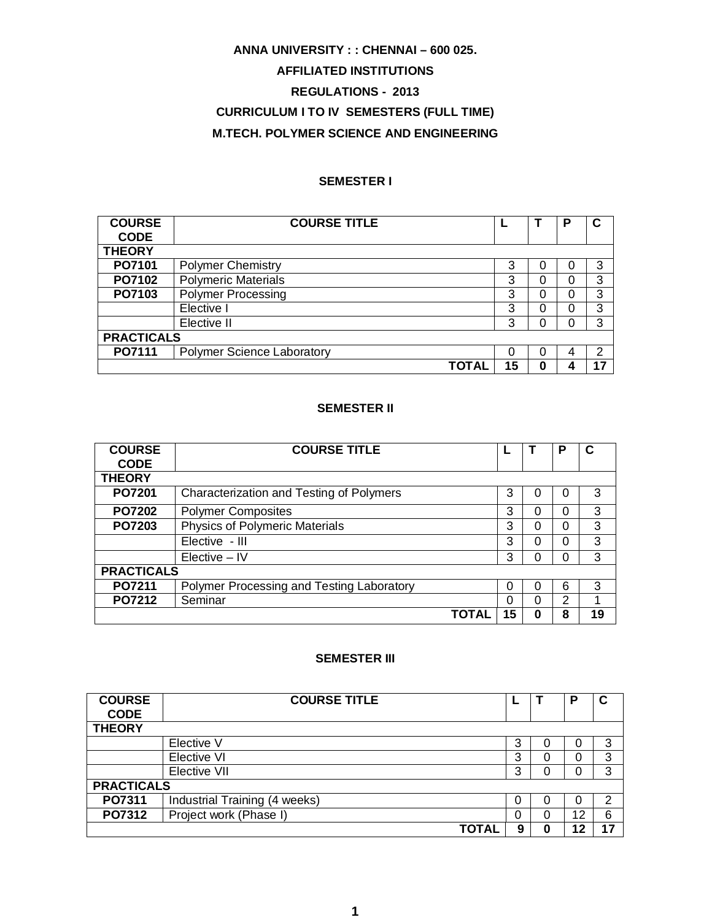**ANNA UNIVERSITY : : CHENNAI – 600 025.**

**AFFILIATED INSTITUTIONS**

**REGULATIONS - 2013**

**CURRICULUM I TO IV SEMESTERS (FULL TIME)**

**M.TECH. POLYMER SCIENCE AND ENGINEERING**

## SEMESTER I

| COURSE CODE | COURSE TITLE | L | T | P | C |
|---|---|---|---|---|---|
| **THEORY** | | | | | |
| **PO7101** | Polymer Chemistry | 3 | 0 | 0 | 3 |
| **PO7102** | Polymeric Materials | 3 | 0 | 0 | 3 |
| **PO7103** | Polymer Processing | 3 | 0 | 0 | 3 |
| | Elective I | 3 | 0 | 0 | 3 |
| | Elective II | 3 | 0 | 0 | 3 |
| **PRACTICALS** | | | | | |
| **PO7111** | Polymer Science Laboratory | 0 | 0 | 4 | 2 |
| | **TOTAL** | **15** | **0** | **4** | **17** |

## SEMESTER II

| COURSE CODE | COURSE TITLE | L | T | P | C |
|---|---|---|---|---|---|
| **THEORY** | | | | | |
| **PO7201** | Characterization and Testing of Polymers | 3 | 0 | 0 | 3 |
| **PO7202** | Polymer Composites | 3 | 0 | 0 | 3 |
| **PO7203** | Physics of Polymeric Materials | 3 | 0 | 0 | 3 |
| | Elective - III | 3 | 0 | 0 | 3 |
| | Elective – IV | 3 | 0 | 0 | 3 |
| **PRACTICALS** | | | | | |
| **PO7211** | Polymer Processing and Testing Laboratory | 0 | 0 | 6 | 3 |
| **PO7212** | Seminar | 0 | 0 | 2 | 1 |
| | **TOTAL** | **15** | **0** | **8** | **19** |

## SEMESTER III

| COURSE CODE | COURSE TITLE | L | T | P | C |
|---|---|---|---|---|---|
| **THEORY** | | | | | |
| | Elective V | 3 | 0 | 0 | 3 |
| | Elective VI | 3 | 0 | 0 | 3 |
| | Elective VII | 3 | 0 | 0 | 3 |
| **PRACTICALS** | | | | | |
| **PO7311** | Industrial Training (4 weeks) | 0 | 0 | 0 | 2 |
| **PO7312** | Project work (Phase I) | 0 | 0 | 12 | 6 |
| | **TOTAL** | **9** | **0** | **12** | **17** |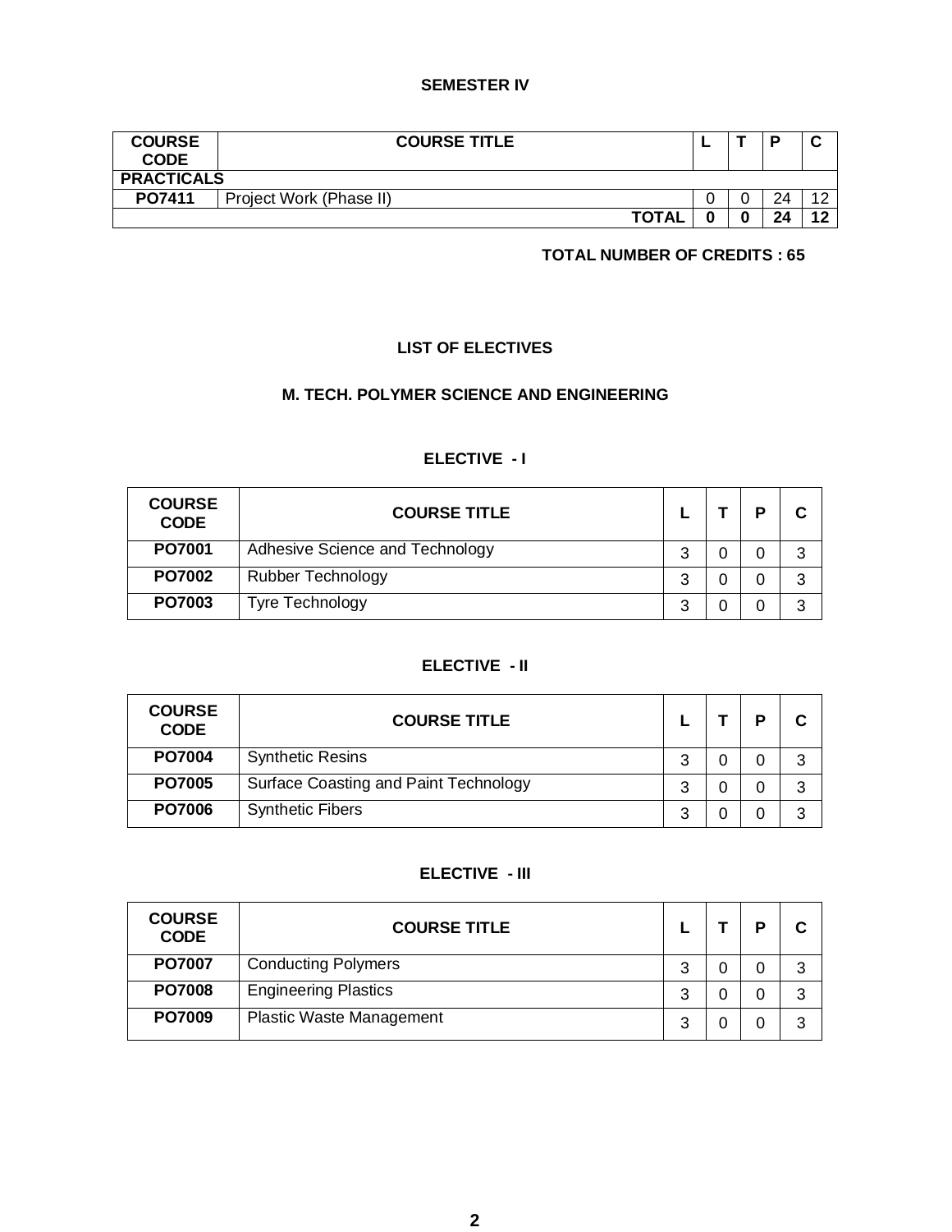## SEMESTER IV

| COURSE CODE | COURSE TITLE | L | T | P | C |
|---|---|---|---|---|---|
| **PRACTICALS** | | | | | |
| **PO7411** | Project Work (Phase II) | 0 | 0 | 24 | 12 |
| | **TOTAL** | **0** | **0** | **24** | **12** |

**TOTAL NUMBER OF CREDITS : 65**

## LIST OF ELECTIVES

## M. TECH. POLYMER SCIENCE AND ENGINEERING

### ELECTIVE - I

| COURSE CODE | COURSE TITLE | L | T | P | C |
|---|---|---|---|---|---|
| **PO7001** | Adhesive Science and Technology | 3 | 0 | 0 | 3 |
| **PO7002** | Rubber Technology | 3 | 0 | 0 | 3 |
| **PO7003** | Tyre Technology | 3 | 0 | 0 | 3 |

### ELECTIVE - II

| COURSE CODE | COURSE TITLE | L | T | P | C |
|---|---|---|---|---|---|
| **PO7004** | Synthetic Resins | 3 | 0 | 0 | 3 |
| **PO7005** | Surface Coasting and Paint Technology | 3 | 0 | 0 | 3 |
| **PO7006** | Synthetic Fibers | 3 | 0 | 0 | 3 |

### ELECTIVE - III

| COURSE CODE | COURSE TITLE | L | T | P | C |
|---|---|---|---|---|---|
| **PO7007** | Conducting Polymers | 3 | 0 | 0 | 3 |
| **PO7008** | Engineering Plastics | 3 | 0 | 0 | 3 |
| **PO7009** | Plastic Waste Management | 3 | 0 | 0 | 3 |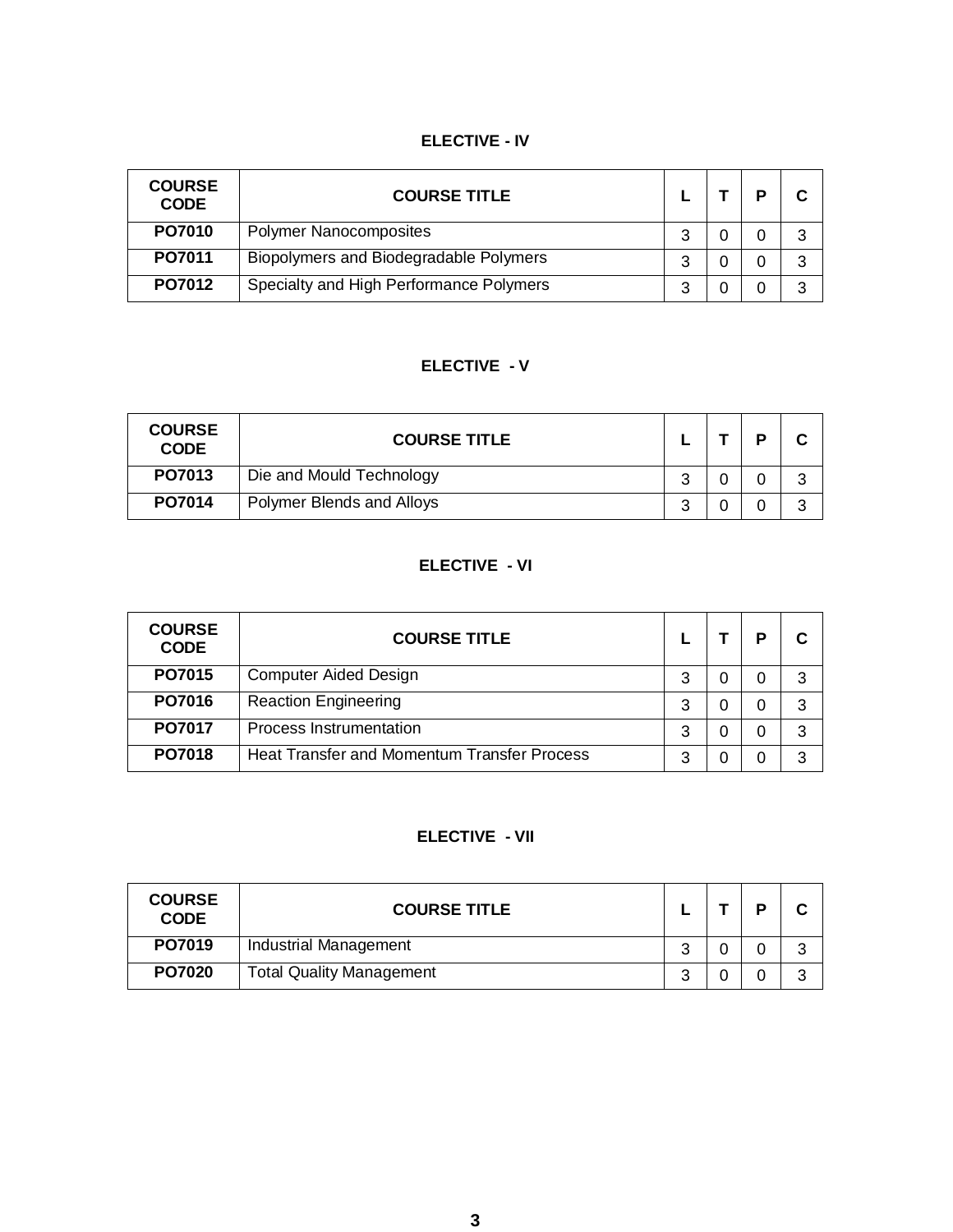## ELECTIVE - IV

| COURSE CODE | COURSE TITLE | L | T | P | C |
|---|---|---|---|---|---|
| **PO7010** | Polymer Nanocomposites | 3 | 0 | 0 | 3 |
| **PO7011** | Biopolymers and Biodegradable Polymers | 3 | 0 | 0 | 3 |
| **PO7012** | Specialty and High Performance Polymers | 3 | 0 | 0 | 3 |

## ELECTIVE - V

| COURSE CODE | COURSE TITLE | L | T | P | C |
|---|---|---|---|---|---|
| **PO7013** | Die and Mould Technology | 3 | 0 | 0 | 3 |
| **PO7014** | Polymer Blends and Alloys | 3 | 0 | 0 | 3 |

## ELECTIVE - VI

| COURSE CODE | COURSE TITLE | L | T | P | C |
|---|---|---|---|---|---|
| **PO7015** | Computer Aided Design | 3 | 0 | 0 | 3 |
| **PO7016** | Reaction Engineering | 3 | 0 | 0 | 3 |
| **PO7017** | Process Instrumentation | 3 | 0 | 0 | 3 |
| **PO7018** | Heat Transfer and Momentum Transfer Process | 3 | 0 | 0 | 3 |

## ELECTIVE - VII

| COURSE CODE | COURSE TITLE | L | T | P | C |
|---|---|---|---|---|---|
| **PO7019** | Industrial Management | 3 | 0 | 0 | 3 |
| **PO7020** | Total Quality Management | 3 | 0 | 0 | 3 |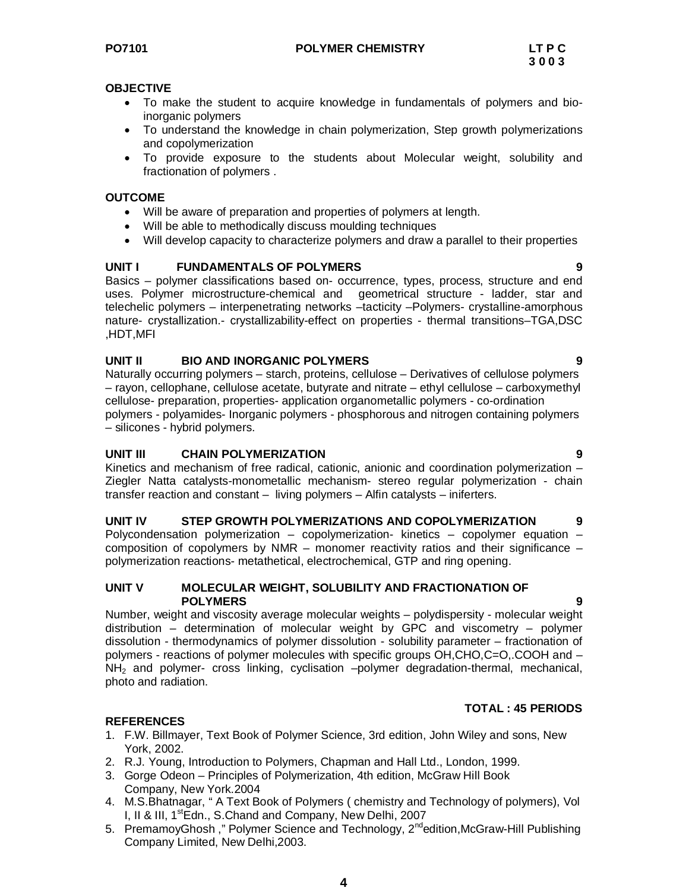**PO7101 POLYMER CHEMISTRY LT P C**
**3 0 0 3**

**OBJECTIVE**

- To make the student to acquire knowledge in fundamentals of polymers and bio-inorganic polymers
- To understand the knowledge in chain polymerization, Step growth polymerizations and copolymerization
- To provide exposure to the students about Molecular weight, solubility and fractionation of polymers .

**OUTCOME**

- Will be aware of preparation and properties of polymers at length.
- Will be able to methodically discuss moulding techniques
- Will develop capacity to characterize polymers and draw a parallel to their properties

**UNIT I FUNDAMENTALS OF POLYMERS 9**

Basics – polymer classifications based on- occurrence, types, process, structure and end uses. Polymer microstructure-chemical and geometrical structure - ladder, star and telechelic polymers – interpenetrating networks –tacticity –Polymers- crystalline-amorphous nature- crystallization.- crystallizability-effect on properties - thermal transitions–TGA,DSC ,HDT,MFI

**UNIT II BIO AND INORGANIC POLYMERS 9**

Naturally occurring polymers – starch, proteins, cellulose – Derivatives of cellulose polymers – rayon, cellophane, cellulose acetate, butyrate and nitrate – ethyl cellulose – carboxymethyl cellulose- preparation, properties- application organometallic polymers - co-ordination polymers - polyamides- Inorganic polymers - phosphorous and nitrogen containing polymers – silicones - hybrid polymers.

**UNIT III CHAIN POLYMERIZATION 9**

Kinetics and mechanism of free radical, cationic, anionic and coordination polymerization – Ziegler Natta catalysts-monometallic mechanism- stereo regular polymerization - chain transfer reaction and constant – living polymers – Alfin catalysts – iniferters.

**UNIT IV STEP GROWTH POLYMERIZATIONS AND COPOLYMERIZATION 9**

Polycondensation polymerization – copolymerization- kinetics – copolymer equation – composition of copolymers by NMR – monomer reactivity ratios and their significance – polymerization reactions- metathetical, electrochemical, GTP and ring opening.

**UNIT V MOLECULAR WEIGHT, SOLUBILITY AND FRACTIONATION OF POLYMERS 9**

Number, weight and viscosity average molecular weights – polydispersity - molecular weight distribution – determination of molecular weight by GPC and viscometry – polymer dissolution - thermodynamics of polymer dissolution - solubility parameter – fractionation of polymers - reactions of polymer molecules with specific groups OH,CHO,C=O,.COOH and –$NH_2$ and polymer- cross linking, cyclisation –polymer degradation-thermal, mechanical, photo and radiation.

**TOTAL : 45 PERIODS**

**REFERENCES**

1. F.W. Billmayer, Text Book of Polymer Science, 3rd edition, John Wiley and sons, New York, 2002.
2. R.J. Young, Introduction to Polymers, Chapman and Hall Ltd., London, 1999.
3. Gorge Odeon – Principles of Polymerization, 4th edition, McGraw Hill Book Company, New York.2004
4. M.S.Bhatnagar, " A Text Book of Polymers ( chemistry and Technology of polymers), Vol I, II & III, 1stEdn., S.Chand and Company, New Delhi, 2007
5. PremamoyGhosh ," Polymer Science and Technology, 2ndedition,McGraw-Hill Publishing Company Limited, New Delhi,2003.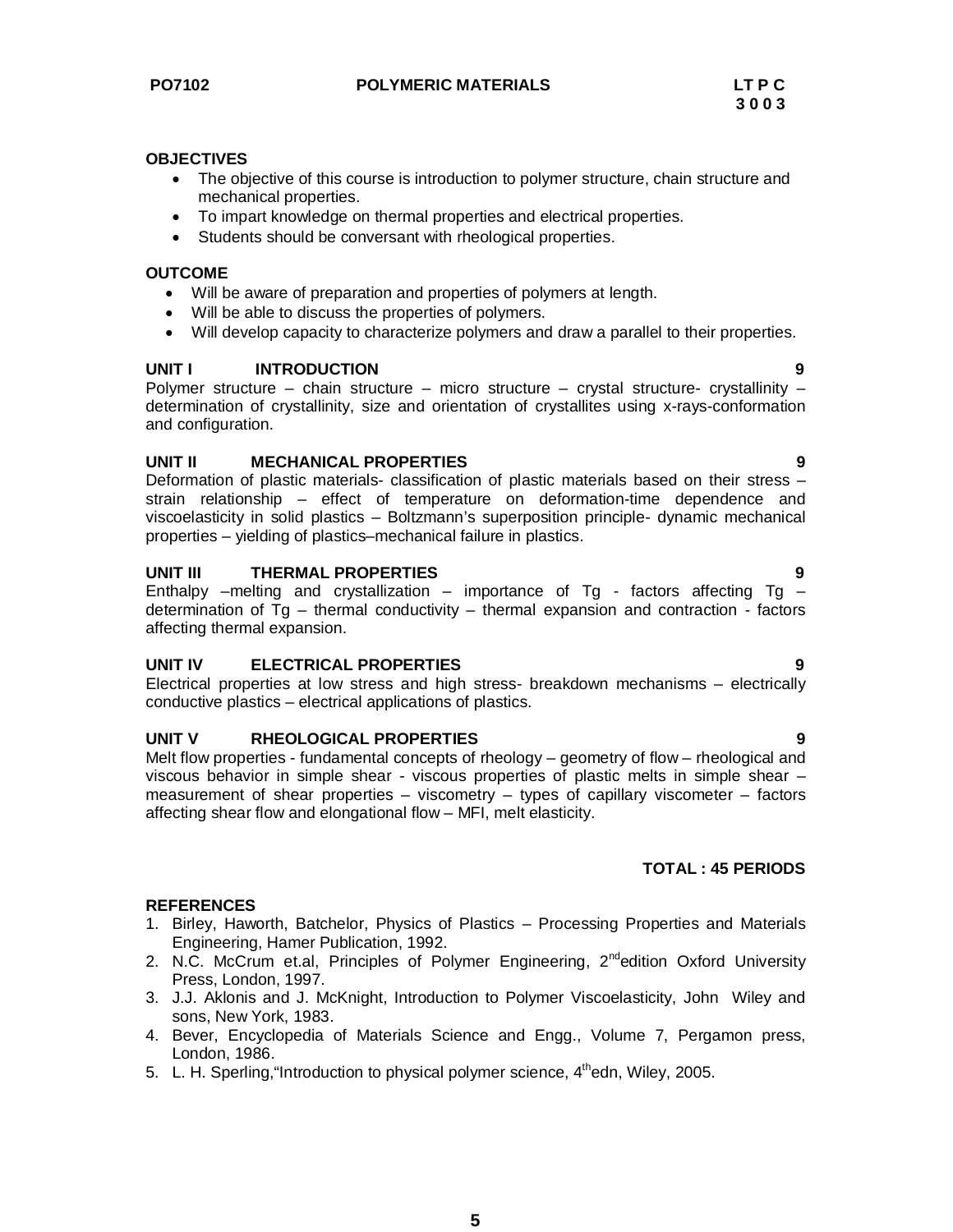**PO7102 POLYMERIC MATERIALS**

**LT P C**
**3 0 0 3**

**OBJECTIVES**

- The objective of this course is introduction to polymer structure, chain structure and mechanical properties.
- To impart knowledge on thermal properties and electrical properties.
- Students should be conversant with rheological properties.

**OUTCOME**

- Will be aware of preparation and properties of polymers at length.
- Will be able to discuss the properties of polymers.
- Will develop capacity to characterize polymers and draw a parallel to their properties.

**UNIT I INTRODUCTION 9**

Polymer structure – chain structure – micro structure – crystal structure- crystallinity – determination of crystallinity, size and orientation of crystallites using x-rays-conformation and configuration.

**UNIT II MECHANICAL PROPERTIES 9**

Deformation of plastic materials- classification of plastic materials based on their stress – strain relationship – effect of temperature on deformation-time dependence and viscoelasticity in solid plastics – Boltzmann's superposition principle- dynamic mechanical properties – yielding of plastics–mechanical failure in plastics.

**UNIT III THERMAL PROPERTIES 9**

Enthalpy –melting and crystallization – importance of Tg - factors affecting Tg – determination of Tg – thermal conductivity – thermal expansion and contraction - factors affecting thermal expansion.

**UNIT IV ELECTRICAL PROPERTIES 9**

Electrical properties at low stress and high stress- breakdown mechanisms – electrically conductive plastics – electrical applications of plastics.

**UNIT V RHEOLOGICAL PROPERTIES 9**

Melt flow properties - fundamental concepts of rheology – geometry of flow – rheological and viscous behavior in simple shear - viscous properties of plastic melts in simple shear – measurement of shear properties – viscometry – types of capillary viscometer – factors affecting shear flow and elongational flow – MFI, melt elasticity.

**TOTAL : 45 PERIODS**

**REFERENCES**

1. Birley, Haworth, Batchelor, Physics of Plastics – Processing Properties and Materials Engineering, Hamer Publication, 1992.
2. N.C. McCrum et.al, Principles of Polymer Engineering, 2nd edition Oxford University Press, London, 1997.
3. J.J. Aklonis and J. McKnight, Introduction to Polymer Viscoelasticity, John Wiley and sons, New York, 1983.
4. Bever, Encyclopedia of Materials Science and Engg., Volume 7, Pergamon press, London, 1986.
5. L. H. Sperling,"Introduction to physical polymer science, 4th edn, Wiley, 2005.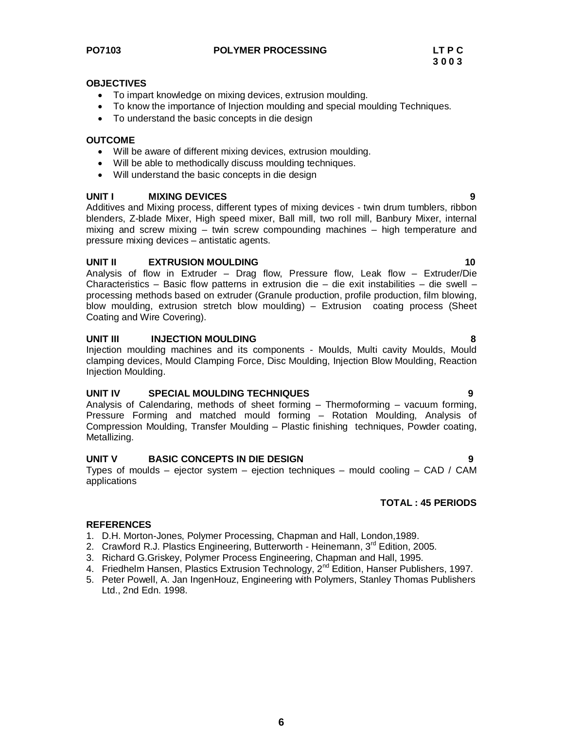**PO7103 POLYMER PROCESSING LT P C**
**3 0 0 3**

**OBJECTIVES**

- To impart knowledge on mixing devices, extrusion moulding.
- To know the importance of Injection moulding and special moulding Techniques.
- To understand the basic concepts in die design

**OUTCOME**

- Will be aware of different mixing devices, extrusion moulding.
- Will be able to methodically discuss moulding techniques.
- Will understand the basic concepts in die design

**UNIT I MIXING DEVICES 9**

Additives and Mixing process, different types of mixing devices - twin drum tumblers, ribbon blenders, Z-blade Mixer, High speed mixer, Ball mill, two roll mill, Banbury Mixer, internal mixing and screw mixing – twin screw compounding machines – high temperature and pressure mixing devices – antistatic agents.

**UNIT II EXTRUSION MOULDING 10**

Analysis of flow in Extruder – Drag flow, Pressure flow, Leak flow – Extruder/Die Characteristics – Basic flow patterns in extrusion die – die exit instabilities – die swell – processing methods based on extruder (Granule production, profile production, film blowing, blow moulding, extrusion stretch blow moulding) – Extrusion coating process (Sheet Coating and Wire Covering).

**UNIT III INJECTION MOULDING 8**

Injection moulding machines and its components - Moulds, Multi cavity Moulds, Mould clamping devices, Mould Clamping Force, Disc Moulding, Injection Blow Moulding, Reaction Injection Moulding.

**UNIT IV SPECIAL MOULDING TECHNIQUES 9**

Analysis of Calendaring, methods of sheet forming – Thermoforming – vacuum forming, Pressure Forming and matched mould forming – Rotation Moulding, Analysis of Compression Moulding, Transfer Moulding – Plastic finishing techniques, Powder coating, Metallizing.

**UNIT V BASIC CONCEPTS IN DIE DESIGN 9**

Types of moulds – ejector system – ejection techniques – mould cooling – CAD / CAM applications

**TOTAL : 45 PERIODS**

**REFERENCES**

1. D.H. Morton-Jones, Polymer Processing, Chapman and Hall, London,1989.
2. Crawford R.J. Plastics Engineering, Butterworth - Heinemann, 3rd Edition, 2005.
3. Richard G.Griskey, Polymer Process Engineering, Chapman and Hall, 1995.
4. Friedhelm Hansen, Plastics Extrusion Technology, 2nd Edition, Hanser Publishers, 1997.
5. Peter Powell, A. Jan IngenHouz, Engineering with Polymers, Stanley Thomas Publishers Ltd., 2nd Edn. 1998.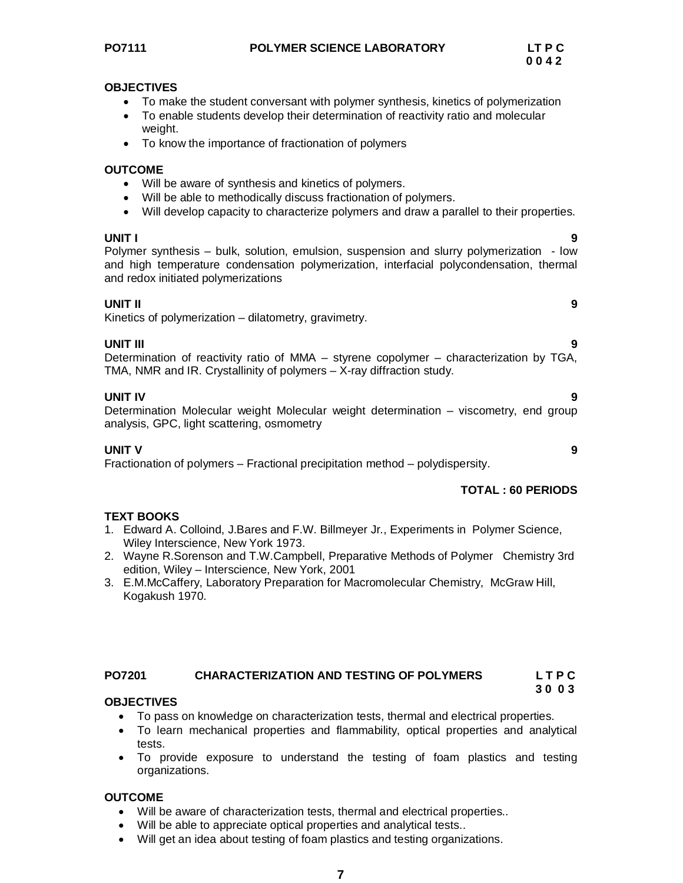## PO7111 POLYMER SCIENCE LABORATORY

L T P C
0 0 4 2

**OBJECTIVES**

- To make the student conversant with polymer synthesis, kinetics of polymerization
- To enable students develop their determination of reactivity ratio and molecular weight.
- To know the importance of fractionation of polymers

**OUTCOME**

- Will be aware of synthesis and kinetics of polymers.
- Will be able to methodically discuss fractionation of polymers.
- Will develop capacity to characterize polymers and draw a parallel to their properties.

**UNIT I** **9**

Polymer synthesis – bulk, solution, emulsion, suspension and slurry polymerization - low and high temperature condensation polymerization, interfacial polycondensation, thermal and redox initiated polymerizations

**UNIT II** **9**

Kinetics of polymerization – dilatometry, gravimetry.

**UNIT III** **9**

Determination of reactivity ratio of MMA – styrene copolymer – characterization by TGA, TMA, NMR and IR. Crystallinity of polymers – X-ray diffraction study.

**UNIT IV** **9**

Determination Molecular weight Molecular weight determination – viscometry, end group analysis, GPC, light scattering, osmometry

**UNIT V** **9**

Fractionation of polymers – Fractional precipitation method – polydispersity.

**TOTAL : 60 PERIODS**

**TEXT BOOKS**

1. Edward A. Colloind, J.Bares and F.W. Billmeyer Jr., Experiments in Polymer Science, Wiley Interscience, New York 1973.
2. Wayne R.Sorenson and T.W.Campbell, Preparative Methods of Polymer Chemistry 3rd edition, Wiley – Interscience, New York, 2001
3. E.M.McCaffery, Laboratory Preparation for Macromolecular Chemistry, McGraw Hill, Kogakush 1970.

## PO7201 CHARACTERIZATION AND TESTING OF POLYMERS

L T P C
3 0 0 3

**OBJECTIVES**

- To pass on knowledge on characterization tests, thermal and electrical properties.
- To learn mechanical properties and flammability, optical properties and analytical tests.
- To provide exposure to understand the testing of foam plastics and testing organizations.

**OUTCOME**

- Will be aware of characterization tests, thermal and electrical properties..
- Will be able to appreciate optical properties and analytical tests..
- Will get an idea about testing of foam plastics and testing organizations.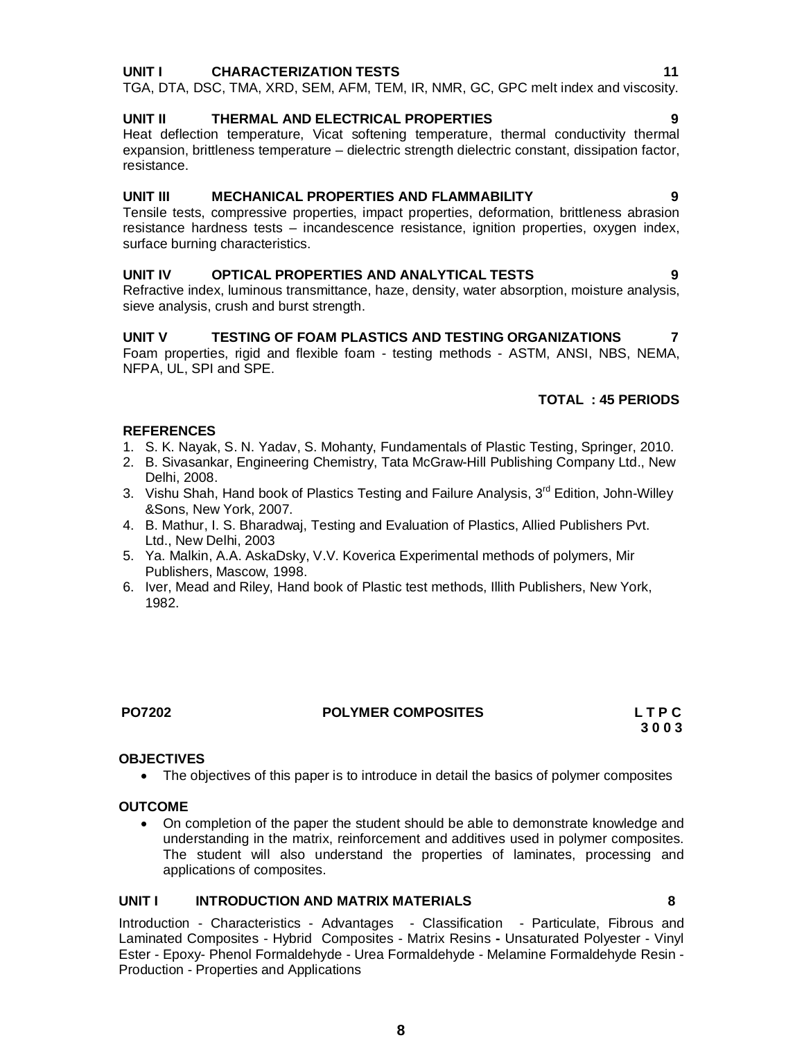**UNIT I CHARACTERIZATION TESTS 11**

TGA, DTA, DSC, TMA, XRD, SEM, AFM, TEM, IR, NMR, GC, GPC melt index and viscosity.

**UNIT II THERMAL AND ELECTRICAL PROPERTIES 9**

Heat deflection temperature, Vicat softening temperature, thermal conductivity thermal expansion, brittleness temperature – dielectric strength dielectric constant, dissipation factor, resistance.

**UNIT III MECHANICAL PROPERTIES AND FLAMMABILITY 9**

Tensile tests, compressive properties, impact properties, deformation, brittleness abrasion resistance hardness tests – incandescence resistance, ignition properties, oxygen index, surface burning characteristics.

**UNIT IV OPTICAL PROPERTIES AND ANALYTICAL TESTS 9**

Refractive index, luminous transmittance, haze, density, water absorption, moisture analysis, sieve analysis, crush and burst strength.

**UNIT V TESTING OF FOAM PLASTICS AND TESTING ORGANIZATIONS 7**

Foam properties, rigid and flexible foam - testing methods - ASTM, ANSI, NBS, NEMA, NFPA, UL, SPI and SPE.

**TOTAL : 45 PERIODS**

**REFERENCES**

1. S. K. Nayak, S. N. Yadav, S. Mohanty, Fundamentals of Plastic Testing, Springer, 2010.
2. B. Sivasankar, Engineering Chemistry, Tata McGraw-Hill Publishing Company Ltd., New Delhi, 2008.
3. Vishu Shah, Hand book of Plastics Testing and Failure Analysis, 3rd Edition, John-Willey &Sons, New York, 2007.
4. B. Mathur, I. S. Bharadwaj, Testing and Evaluation of Plastics, Allied Publishers Pvt. Ltd., New Delhi, 2003
5. Ya. Malkin, A.A. AskaDsky, V.V. Koverica Experimental methods of polymers, Mir Publishers, Mascow, 1998.
6. Iver, Mead and Riley, Hand book of Plastic test methods, Illith Publishers, New York, 1982.

## PO7202 POLYMER COMPOSITES

**L T P C**
**3 0 0 3**

**OBJECTIVES**

- The objectives of this paper is to introduce in detail the basics of polymer composites

**OUTCOME**

- On completion of the paper the student should be able to demonstrate knowledge and understanding in the matrix, reinforcement and additives used in polymer composites. The student will also understand the properties of laminates, processing and applications of composites.

**UNIT I INTRODUCTION AND MATRIX MATERIALS 8**

Introduction - Characteristics - Advantages - Classification - Particulate, Fibrous and Laminated Composites - Hybrid Composites - Matrix Resins - Unsaturated Polyester - Vinyl Ester - Epoxy- Phenol Formaldehyde - Urea Formaldehyde - Melamine Formaldehyde Resin - Production - Properties and Applications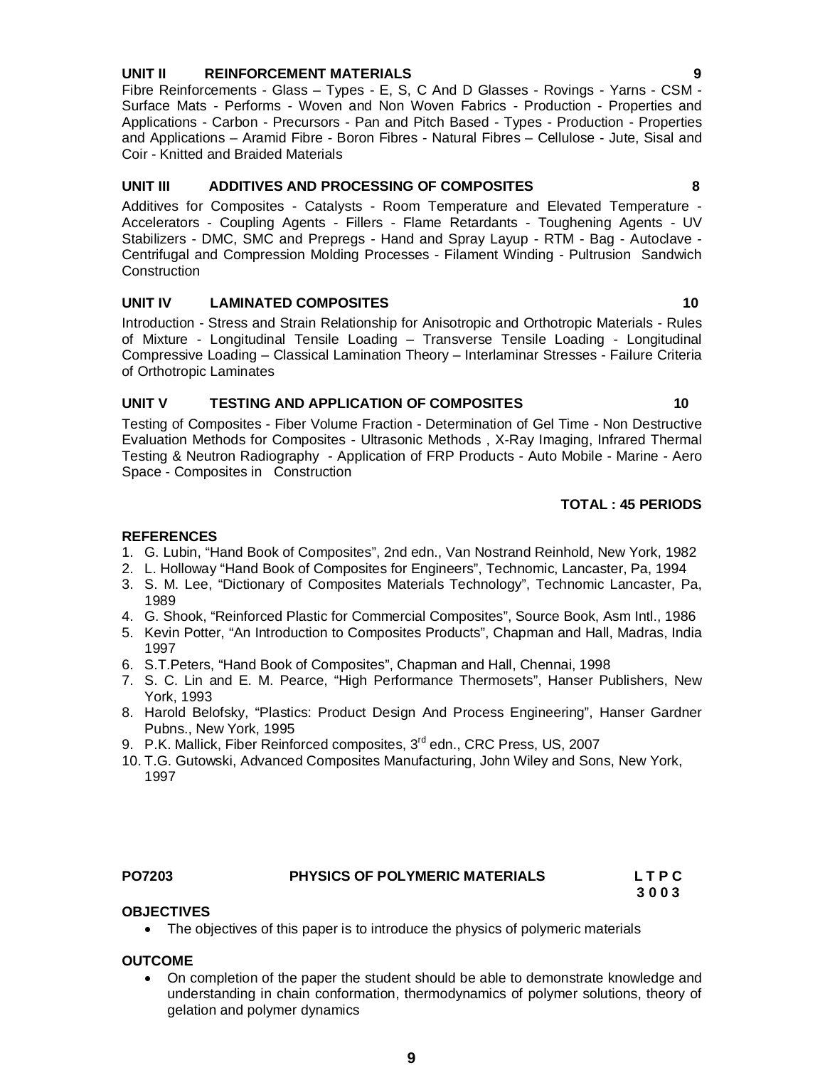**UNIT II REINFORCEMENT MATERIALS 9**

Fibre Reinforcements - Glass – Types - E, S, C And D Glasses - Rovings - Yarns - CSM - Surface Mats - Performs - Woven and Non Woven Fabrics - Production - Properties and Applications - Carbon - Precursors - Pan and Pitch Based - Types - Production - Properties and Applications – Aramid Fibre - Boron Fibres - Natural Fibres – Cellulose - Jute, Sisal and Coir - Knitted and Braided Materials

**UNIT III ADDITIVES AND PROCESSING OF COMPOSITES 8**

Additives for Composites - Catalysts - Room Temperature and Elevated Temperature - Accelerators - Coupling Agents - Fillers - Flame Retardants - Toughening Agents - UV Stabilizers - DMC, SMC and Prepregs - Hand and Spray Layup - RTM - Bag - Autoclave - Centrifugal and Compression Molding Processes - Filament Winding - Pultrusion Sandwich Construction

**UNIT IV LAMINATED COMPOSITES 10**

Introduction - Stress and Strain Relationship for Anisotropic and Orthotropic Materials - Rules of Mixture - Longitudinal Tensile Loading – Transverse Tensile Loading - Longitudinal Compressive Loading – Classical Lamination Theory – Interlaminar Stresses - Failure Criteria of Orthotropic Laminates

**UNIT V TESTING AND APPLICATION OF COMPOSITES 10**

Testing of Composites - Fiber Volume Fraction - Determination of Gel Time - Non Destructive Evaluation Methods for Composites - Ultrasonic Methods , X-Ray Imaging, Infrared Thermal Testing & Neutron Radiography - Application of FRP Products - Auto Mobile - Marine - Aero Space - Composites in Construction

**TOTAL : 45 PERIODS**

**REFERENCES**

1. G. Lubin, “Hand Book of Composites”, 2nd edn., Van Nostrand Reinhold, New York, 1982
2. L. Holloway “Hand Book of Composites for Engineers”, Technomic, Lancaster, Pa, 1994
3. S. M. Lee, “Dictionary of Composites Materials Technology”, Technomic Lancaster, Pa, 1989
4. G. Shook, “Reinforced Plastic for Commercial Composites”, Source Book, Asm Intl., 1986
5. Kevin Potter, “An Introduction to Composites Products”, Chapman and Hall, Madras, India 1997
6. S.T.Peters, “Hand Book of Composites”, Chapman and Hall, Chennai, 1998
7. S. C. Lin and E. M. Pearce, “High Performance Thermosets”, Hanser Publishers, New York, 1993
8. Harold Belofsky, “Plastics: Product Design And Process Engineering”, Hanser Gardner Pubns., New York, 1995
9. P.K. Mallick, Fiber Reinforced composites, 3rd edn., CRC Press, US, 2007
10. T.G. Gutowski, Advanced Composites Manufacturing, John Wiley and Sons, New York, 1997

**PO7203 PHYSICS OF POLYMERIC MATERIALS L T P C**
**3 0 0 3**

**OBJECTIVES**

- The objectives of this paper is to introduce the physics of polymeric materials

**OUTCOME**

- On completion of the paper the student should be able to demonstrate knowledge and understanding in chain conformation, thermodynamics of polymer solutions, theory of gelation and polymer dynamics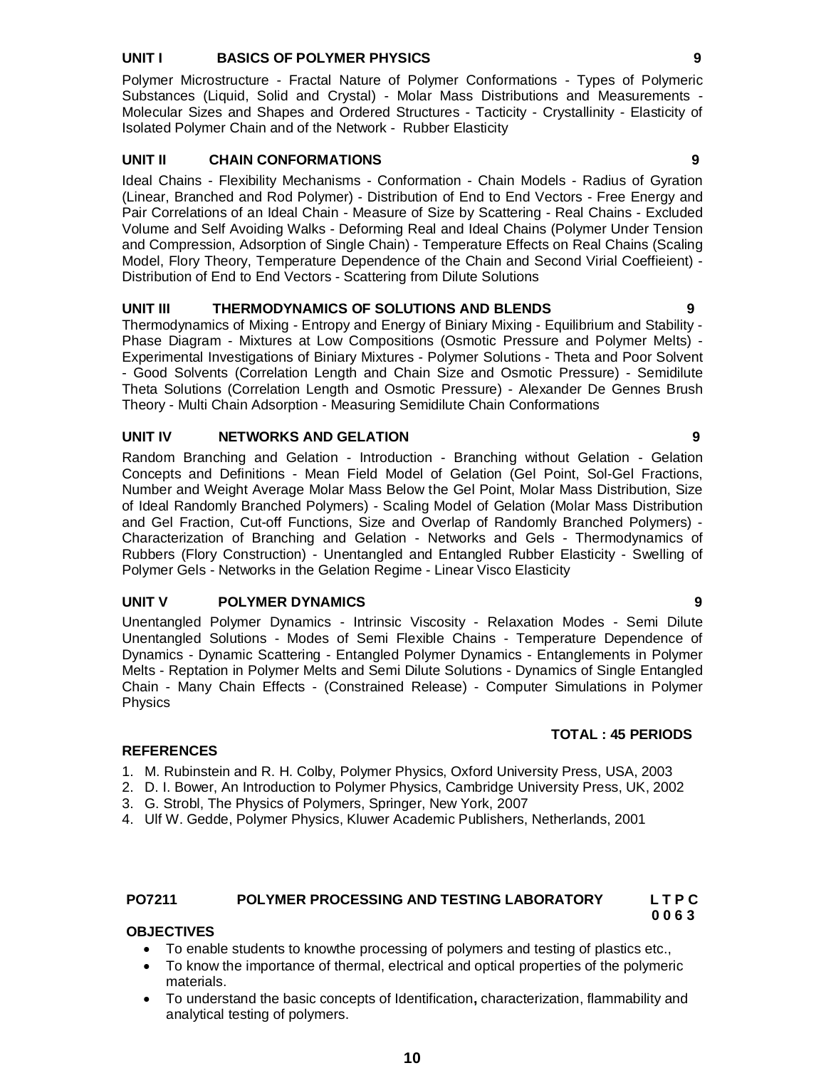### UNIT I BASICS OF POLYMER PHYSICS 9

Polymer Microstructure - Fractal Nature of Polymer Conformations - Types of Polymeric Substances (Liquid, Solid and Crystal) - Molar Mass Distributions and Measurements - Molecular Sizes and Shapes and Ordered Structures - Tacticity - Crystallinity - Elasticity of Isolated Polymer Chain and of the Network - Rubber Elasticity

### UNIT II CHAIN CONFORMATIONS 9

Ideal Chains - Flexibility Mechanisms - Conformation - Chain Models - Radius of Gyration (Linear, Branched and Rod Polymer) - Distribution of End to End Vectors - Free Energy and Pair Correlations of an Ideal Chain - Measure of Size by Scattering - Real Chains - Excluded Volume and Self Avoiding Walks - Deforming Real and Ideal Chains (Polymer Under Tension and Compression, Adsorption of Single Chain) - Temperature Effects on Real Chains (Scaling Model, Flory Theory, Temperature Dependence of the Chain and Second Virial Coeffieient) - Distribution of End to End Vectors - Scattering from Dilute Solutions

### UNIT III THERMODYNAMICS OF SOLUTIONS AND BLENDS 9

Thermodynamics of Mixing - Entropy and Energy of Biniary Mixing - Equilibrium and Stability - Phase Diagram - Mixtures at Low Compositions (Osmotic Pressure and Polymer Melts) - Experimental Investigations of Biniary Mixtures - Polymer Solutions - Theta and Poor Solvent - Good Solvents (Correlation Length and Chain Size and Osmotic Pressure) - Semidilute Theta Solutions (Correlation Length and Osmotic Pressure) - Alexander De Gennes Brush Theory - Multi Chain Adsorption - Measuring Semidilute Chain Conformations

### UNIT IV NETWORKS AND GELATION 9

Random Branching and Gelation - Introduction - Branching without Gelation - Gelation Concepts and Definitions - Mean Field Model of Gelation (Gel Point, Sol-Gel Fractions, Number and Weight Average Molar Mass Below the Gel Point, Molar Mass Distribution, Size of Ideal Randomly Branched Polymers) - Scaling Model of Gelation (Molar Mass Distribution and Gel Fraction, Cut-off Functions, Size and Overlap of Randomly Branched Polymers) - Characterization of Branching and Gelation - Networks and Gels - Thermodynamics of Rubbers (Flory Construction) - Unentangled and Entangled Rubber Elasticity - Swelling of Polymer Gels - Networks in the Gelation Regime - Linear Visco Elasticity

### UNIT V POLYMER DYNAMICS 9

Unentangled Polymer Dynamics - Intrinsic Viscosity - Relaxation Modes - Semi Dilute Unentangled Solutions - Modes of Semi Flexible Chains - Temperature Dependence of Dynamics - Dynamic Scattering - Entangled Polymer Dynamics - Entanglements in Polymer Melts - Reptation in Polymer Melts and Semi Dilute Solutions - Dynamics of Single Entangled Chain - Many Chain Effects - (Constrained Release) - Computer Simulations in Polymer Physics

**TOTAL : 45 PERIODS**

### REFERENCES

1. M. Rubinstein and R. H. Colby, Polymer Physics, Oxford University Press, USA, 2003
2. D. I. Bower, An Introduction to Polymer Physics, Cambridge University Press, UK, 2002
3. G. Strobl, The Physics of Polymers, Springer, New York, 2007
4. Ulf W. Gedde, Polymer Physics, Kluwer Academic Publishers, Netherlands, 2001

## PO7211 POLYMER PROCESSING AND TESTING LABORATORY

**L T P C**
**0 0 6 3**

### OBJECTIVES

- To enable students to knowthe processing of polymers and testing of plastics etc.,
- To know the importance of thermal, electrical and optical properties of the polymeric materials.
- To understand the basic concepts of Identification**,** characterization, flammability and analytical testing of polymers.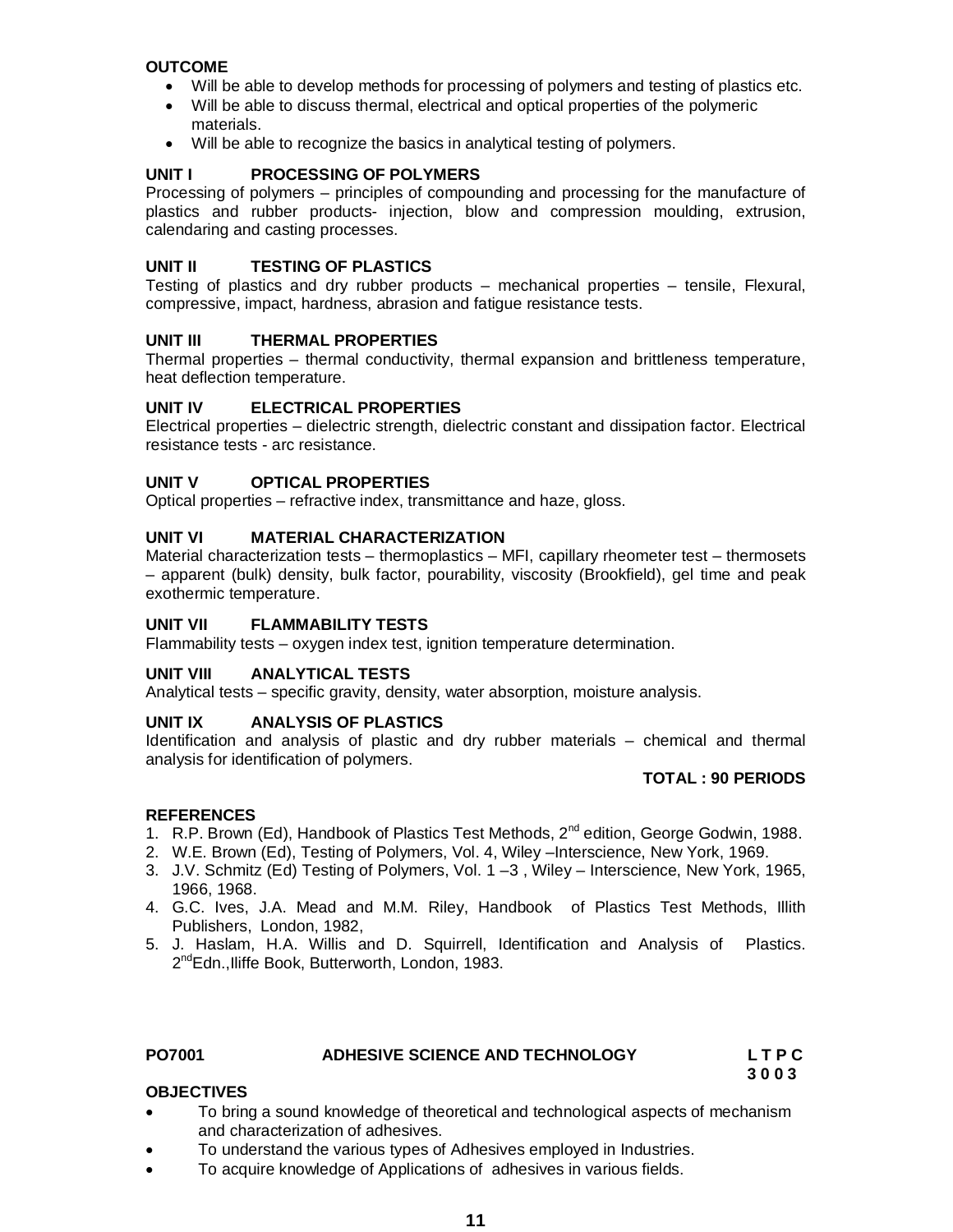**OUTCOME**

- Will be able to develop methods for processing of polymers and testing of plastics etc.
- Will be able to discuss thermal, electrical and optical properties of the polymeric materials.
- Will be able to recognize the basics in analytical testing of polymers.

**UNIT I PROCESSING OF POLYMERS**

Processing of polymers – principles of compounding and processing for the manufacture of plastics and rubber products- injection, blow and compression moulding, extrusion, calendaring and casting processes.

**UNIT II TESTING OF PLASTICS**

Testing of plastics and dry rubber products – mechanical properties – tensile, Flexural, compressive, impact, hardness, abrasion and fatigue resistance tests.

**UNIT III THERMAL PROPERTIES**

Thermal properties – thermal conductivity, thermal expansion and brittleness temperature, heat deflection temperature.

**UNIT IV ELECTRICAL PROPERTIES**

Electrical properties – dielectric strength, dielectric constant and dissipation factor. Electrical resistance tests - arc resistance.

**UNIT V OPTICAL PROPERTIES**

Optical properties – refractive index, transmittance and haze, gloss.

**UNIT VI MATERIAL CHARACTERIZATION**

Material characterization tests – thermoplastics – MFI, capillary rheometer test – thermosets – apparent (bulk) density, bulk factor, pourability, viscosity (Brookfield), gel time and peak exothermic temperature.

**UNIT VII FLAMMABILITY TESTS**

Flammability tests – oxygen index test, ignition temperature determination.

**UNIT VIII ANALYTICAL TESTS**

Analytical tests – specific gravity, density, water absorption, moisture analysis.

**UNIT IX ANALYSIS OF PLASTICS**

Identification and analysis of plastic and dry rubber materials – chemical and thermal analysis for identification of polymers.

**TOTAL : 90 PERIODS**

**REFERENCES**

1. R.P. Brown (Ed), Handbook of Plastics Test Methods, 2nd edition, George Godwin, 1988.
2. W.E. Brown (Ed), Testing of Polymers, Vol. 4, Wiley –Interscience, New York, 1969.
3. J.V. Schmitz (Ed) Testing of Polymers, Vol. 1 –3 , Wiley – Interscience, New York, 1965, 1966, 1968.
4. G.C. Ives, J.A. Mead and M.M. Riley, Handbook of Plastics Test Methods, Illith Publishers, London, 1982,
5. J. Haslam, H.A. Willis and D. Squirrell, Identification and Analysis of Plastics. 2ndEdn.,Iliffe Book, Butterworth, London, 1983.

**PO7001 ADHESIVE SCIENCE AND TECHNOLOGY L T P C**
**3 0 0 3**

**OBJECTIVES**

- To bring a sound knowledge of theoretical and technological aspects of mechanism and characterization of adhesives.
- To understand the various types of Adhesives employed in Industries.
- To acquire knowledge of Applications of adhesives in various fields.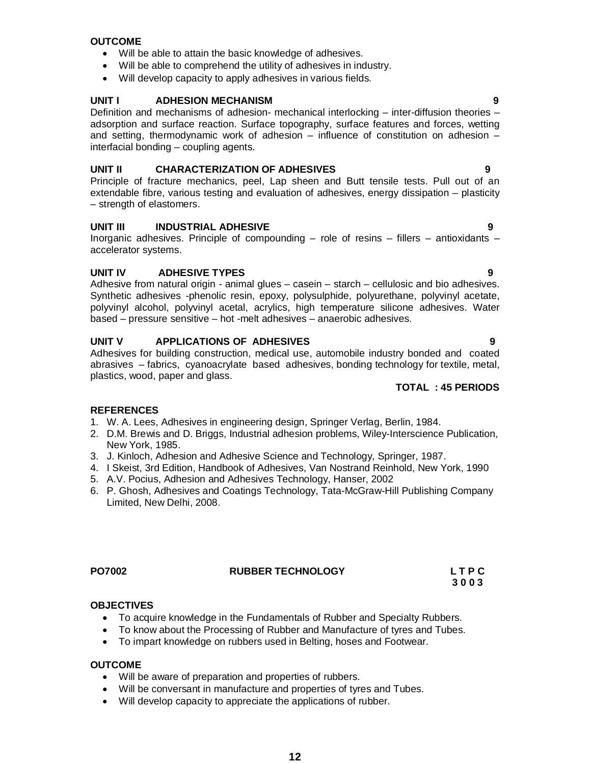**OUTCOME**

- Will be able to attain the basic knowledge of adhesives.
- Will be able to comprehend the utility of adhesives in industry.
- Will develop capacity to apply adhesives in various fields.

**UNIT I ADHESION MECHANISM 9**

Definition and mechanisms of adhesion- mechanical interlocking – inter-diffusion theories – adsorption and surface reaction. Surface topography, surface features and forces, wetting and setting, thermodynamic work of adhesion – influence of constitution on adhesion – interfacial bonding – coupling agents.

**UNIT II CHARACTERIZATION OF ADHESIVES 9**

Principle of fracture mechanics, peel, Lap sheen and Butt tensile tests. Pull out of an extendable fibre, various testing and evaluation of adhesives, energy dissipation – plasticity – strength of elastomers.

**UNIT III INDUSTRIAL ADHESIVE 9**

Inorganic adhesives. Principle of compounding – role of resins – fillers – antioxidants – accelerator systems.

**UNIT IV ADHESIVE TYPES 9**

Adhesive from natural origin - animal glues – casein – starch – cellulosic and bio adhesives. Synthetic adhesives -phenolic resin, epoxy, polysulphide, polyurethane, polyvinyl acetate, polyvinyl alcohol, polyvinyl acetal, acrylics, high temperature silicone adhesives. Water based – pressure sensitive – hot -melt adhesives – anaerobic adhesives.

**UNIT V APPLICATIONS OF ADHESIVES 9**

Adhesives for building construction, medical use, automobile industry bonded and coated abrasives – fabrics, cyanoacrylate based adhesives, bonding technology for textile, metal, plastics, wood, paper and glass.

**TOTAL : 45 PERIODS**

**REFERENCES**

1. W. A. Lees, Adhesives in engineering design, Springer Verlag, Berlin, 1984.
2. D.M. Brewis and D. Briggs, Industrial adhesion problems, Wiley-Interscience Publication, New York, 1985.
3. J. Kinloch, Adhesion and Adhesive Science and Technology, Springer, 1987.
4. I Skeist, 3rd Edition, Handbook of Adhesives, Van Nostrand Reinhold, New York, 1990
5. A.V. Pocius, Adhesion and Adhesives Technology, Hanser, 2002
6. P. Ghosh, Adhesives and Coatings Technology, Tata-McGraw-Hill Publishing Company Limited, New Delhi, 2008.

**PO7002 RUBBER TECHNOLOGY L T P C**
**3 0 0 3**

**OBJECTIVES**

- To acquire knowledge in the Fundamentals of Rubber and Specialty Rubbers.
- To know about the Processing of Rubber and Manufacture of tyres and Tubes.
- To impart knowledge on rubbers used in Belting, hoses and Footwear.

**OUTCOME**

- Will be aware of preparation and properties of rubbers.
- Will be conversant in manufacture and properties of tyres and Tubes.
- Will develop capacity to appreciate the applications of rubber.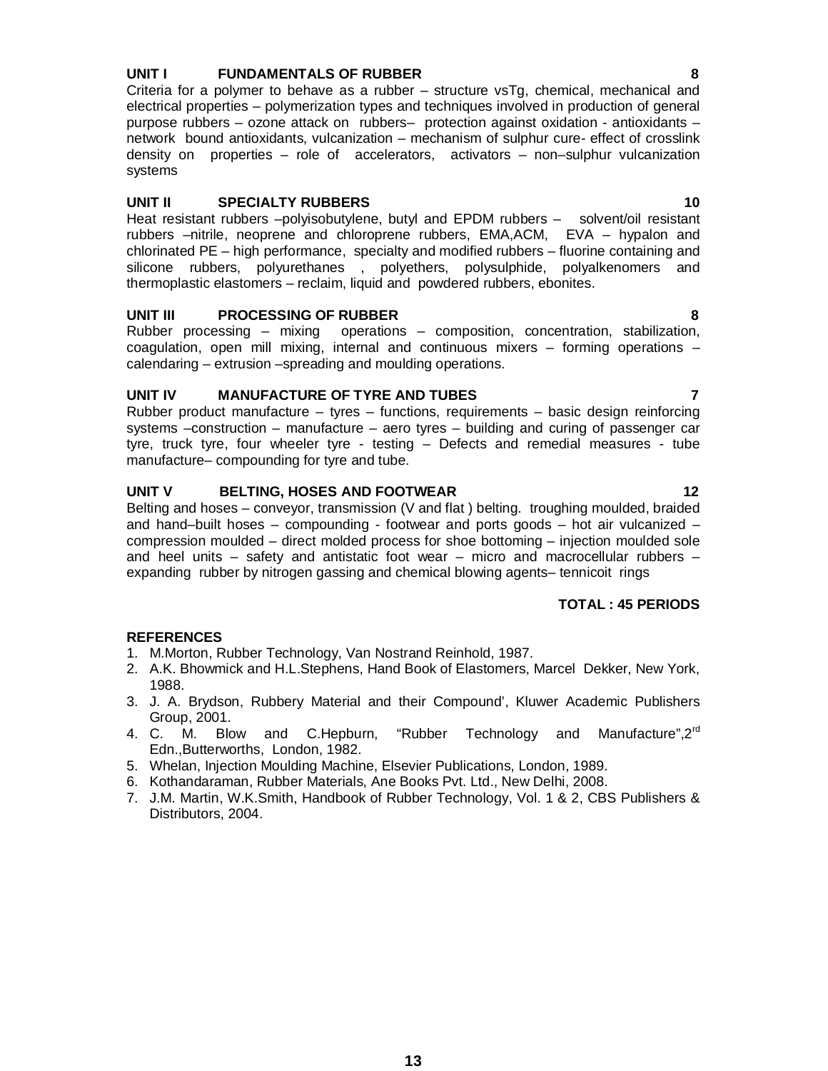**UNIT I FUNDAMENTALS OF RUBBER 8**

Criteria for a polymer to behave as a rubber – structure vsTg, chemical, mechanical and electrical properties – polymerization types and techniques involved in production of general purpose rubbers – ozone attack on rubbers– protection against oxidation - antioxidants – network bound antioxidants, vulcanization – mechanism of sulphur cure- effect of crosslink density on properties – role of accelerators, activators – non–sulphur vulcanization systems

**UNIT II SPECIALTY RUBBERS 10**

Heat resistant rubbers –polyisobutylene, butyl and EPDM rubbers – solvent/oil resistant rubbers –nitrile, neoprene and chloroprene rubbers, EMA,ACM, EVA – hypalon and chlorinated PE – high performance, specialty and modified rubbers – fluorine containing and silicone rubbers, polyurethanes , polyethers, polysulphide, polyalkenomers and thermoplastic elastomers – reclaim, liquid and powdered rubbers, ebonites.

**UNIT III PROCESSING OF RUBBER 8**

Rubber processing – mixing operations – composition, concentration, stabilization, coagulation, open mill mixing, internal and continuous mixers – forming operations – calendaring – extrusion –spreading and moulding operations.

**UNIT IV MANUFACTURE OF TYRE AND TUBES 7**

Rubber product manufacture – tyres – functions, requirements – basic design reinforcing systems –construction – manufacture – aero tyres – building and curing of passenger car tyre, truck tyre, four wheeler tyre - testing – Defects and remedial measures - tube manufacture– compounding for tyre and tube.

**UNIT V BELTING, HOSES AND FOOTWEAR 12**

Belting and hoses – conveyor, transmission (V and flat ) belting. troughing moulded, braided and hand–built hoses – compounding - footwear and ports goods – hot air vulcanized – compression moulded – direct molded process for shoe bottoming – injection moulded sole and heel units – safety and antistatic foot wear – micro and macrocellular rubbers – expanding rubber by nitrogen gassing and chemical blowing agents– tennicoit rings

**TOTAL : 45 PERIODS**

**REFERENCES**

1. M.Morton, Rubber Technology, Van Nostrand Reinhold, 1987.
2. A.K. Bhowmick and H.L.Stephens, Hand Book of Elastomers, Marcel Dekker, New York, 1988.
3. J. A. Brydson, Rubbery Material and their Compound', Kluwer Academic Publishers Group, 2001.
4. C. M. Blow and C.Hepburn, "Rubber Technology and Manufacture",2nd Edn.,Butterworths, London, 1982.
5. Whelan, Injection Moulding Machine, Elsevier Publications, London, 1989.
6. Kothandaraman, Rubber Materials, Ane Books Pvt. Ltd., New Delhi, 2008.
7. J.M. Martin, W.K.Smith, Handbook of Rubber Technology, Vol. 1 & 2, CBS Publishers & Distributors, 2004.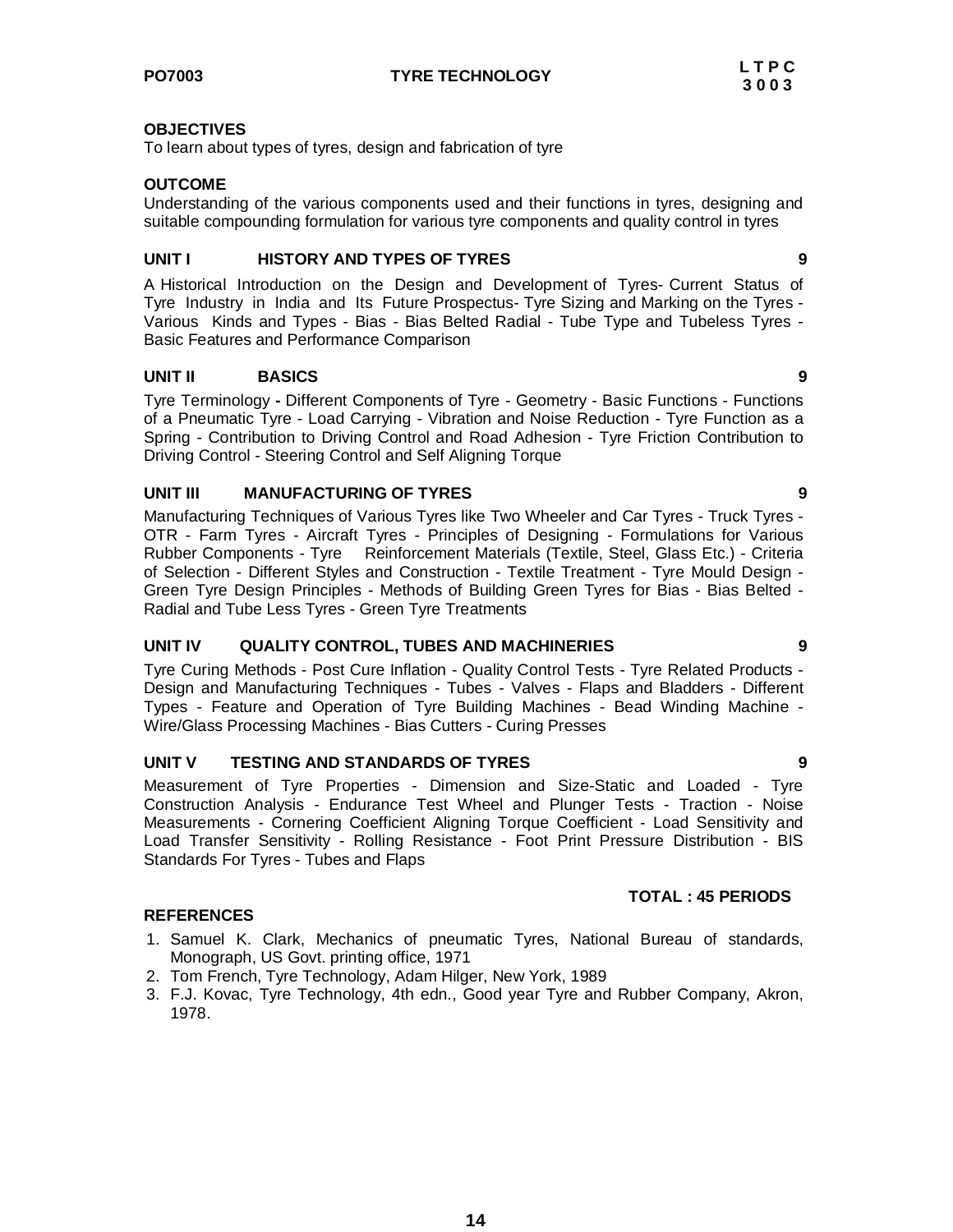**PO7003** **TYRE TECHNOLOGY** **L T P C 3 0 0 3**

**OBJECTIVES**

To learn about types of tyres, design and fabrication of tyre

**OUTCOME**

Understanding of the various components used and their functions in tyres, designing and suitable compounding formulation for various tyre components and quality control in tyres

**UNIT I HISTORY AND TYPES OF TYRES 9**

A Historical Introduction on the Design and Development of Tyres- Current Status of Tyre Industry in India and Its Future Prospectus- Tyre Sizing and Marking on the Tyres - Various Kinds and Types - Bias - Bias Belted Radial - Tube Type and Tubeless Tyres - Basic Features and Performance Comparison

**UNIT II BASICS 9**

Tyre Terminology **-** Different Components of Tyre - Geometry - Basic Functions - Functions of a Pneumatic Tyre - Load Carrying - Vibration and Noise Reduction - Tyre Function as a Spring - Contribution to Driving Control and Road Adhesion - Tyre Friction Contribution to Driving Control - Steering Control and Self Aligning Torque

**UNIT III MANUFACTURING OF TYRES 9**

Manufacturing Techniques of Various Tyres like Two Wheeler and Car Tyres - Truck Tyres - OTR - Farm Tyres - Aircraft Tyres - Principles of Designing - Formulations for Various Rubber Components - Tyre Reinforcement Materials (Textile, Steel, Glass Etc.) - Criteria of Selection - Different Styles and Construction - Textile Treatment - Tyre Mould Design - Green Tyre Design Principles - Methods of Building Green Tyres for Bias - Bias Belted - Radial and Tube Less Tyres - Green Tyre Treatments

**UNIT IV QUALITY CONTROL, TUBES AND MACHINERIES 9**

Tyre Curing Methods - Post Cure Inflation - Quality Control Tests - Tyre Related Products - Design and Manufacturing Techniques - Tubes - Valves - Flaps and Bladders - Different Types - Feature and Operation of Tyre Building Machines - Bead Winding Machine - Wire/Glass Processing Machines - Bias Cutters - Curing Presses

**UNIT V TESTING AND STANDARDS OF TYRES 9**

Measurement of Tyre Properties - Dimension and Size-Static and Loaded - Tyre Construction Analysis - Endurance Test Wheel and Plunger Tests - Traction - Noise Measurements - Cornering Coefficient Aligning Torque Coefficient - Load Sensitivity and Load Transfer Sensitivity - Rolling Resistance - Foot Print Pressure Distribution - BIS Standards For Tyres - Tubes and Flaps

**TOTAL : 45 PERIODS**

**REFERENCES**

1. Samuel K. Clark, Mechanics of pneumatic Tyres, National Bureau of standards, Monograph, US Govt. printing office, 1971
2. Tom French, Tyre Technology, Adam Hilger, New York, 1989
3. F.J. Kovac, Tyre Technology, 4th edn., Good year Tyre and Rubber Company, Akron, 1978.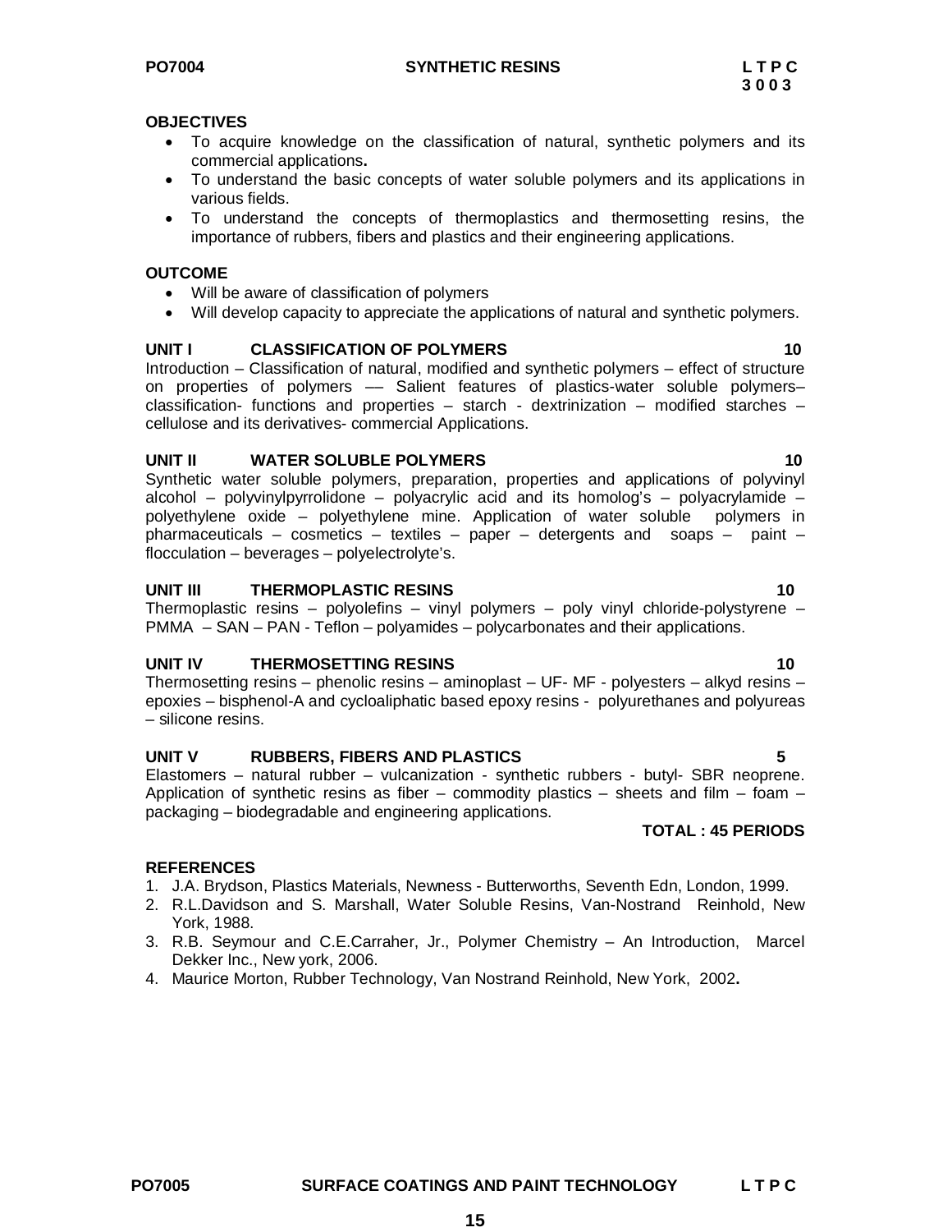**PO7004 SYNTHETIC RESINS L T P C**
**3 0 0 3**

**OBJECTIVES**

- To acquire knowledge on the classification of natural, synthetic polymers and its commercial applications**.**
- To understand the basic concepts of water soluble polymers and its applications in various fields.
- To understand the concepts of thermoplastics and thermosetting resins, the importance of rubbers, fibers and plastics and their engineering applications.

**OUTCOME**

- Will be aware of classification of polymers
- Will develop capacity to appreciate the applications of natural and synthetic polymers.

**UNIT I CLASSIFICATION OF POLYMERS 10**

Introduction – Classification of natural, modified and synthetic polymers – effect of structure on properties of polymers –– Salient features of plastics-water soluble polymers– classification- functions and properties – starch - dextrinization – modified starches – cellulose and its derivatives- commercial Applications.

**UNIT II WATER SOLUBLE POLYMERS 10**

Synthetic water soluble polymers, preparation, properties and applications of polyvinyl alcohol – polyvinylpyrrolidone – polyacrylic acid and its homolog's – polyacrylamide – polyethylene oxide – polyethylene mine. Application of water soluble polymers in pharmaceuticals – cosmetics – textiles – paper – detergents and soaps – paint – flocculation – beverages – polyelectrolyte's.

**UNIT III THERMOPLASTIC RESINS 10**

Thermoplastic resins – polyolefins – vinyl polymers – poly vinyl chloride-polystyrene – PMMA – SAN – PAN - Teflon – polyamides – polycarbonates and their applications.

**UNIT IV THERMOSETTING RESINS 10**

Thermosetting resins – phenolic resins – aminoplast – UF- MF - polyesters – alkyd resins – epoxies – bisphenol-A and cycloaliphatic based epoxy resins - polyurethanes and polyureas – silicone resins.

**UNIT V RUBBERS, FIBERS AND PLASTICS 5**

Elastomers – natural rubber – vulcanization - synthetic rubbers - butyl- SBR neoprene. Application of synthetic resins as fiber – commodity plastics – sheets and film – foam – packaging – biodegradable and engineering applications.

**TOTAL : 45 PERIODS**

**REFERENCES**

1. J.A. Brydson, Plastics Materials, Newness - Butterworths, Seventh Edn, London, 1999.
2. R.L.Davidson and S. Marshall, Water Soluble Resins, Van-Nostrand Reinhold, New York, 1988.
3. R.B. Seymour and C.E.Carraher, Jr., Polymer Chemistry – An Introduction, Marcel Dekker Inc., New york, 2006.
4. Maurice Morton, Rubber Technology, Van Nostrand Reinhold, New York, 2002**.**

**PO7005 SURFACE COATINGS AND PAINT TECHNOLOGY L T P C**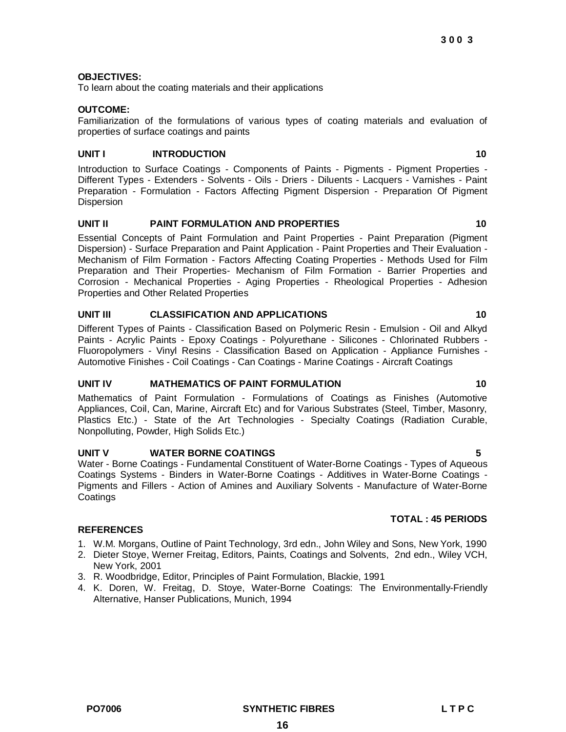**3 0 0 3**

**OBJECTIVES:**
To learn about the coating materials and their applications

**OUTCOME:**
Familiarization of the formulations of various types of coating materials and evaluation of properties of surface coatings and paints

**UNIT I INTRODUCTION 10**

Introduction to Surface Coatings - Components of Paints - Pigments - Pigment Properties - Different Types - Extenders - Solvents - Oils - Driers - Diluents - Lacquers - Varnishes - Paint Preparation - Formulation - Factors Affecting Pigment Dispersion - Preparation Of Pigment Dispersion

**UNIT II PAINT FORMULATION AND PROPERTIES 10**

Essential Concepts of Paint Formulation and Paint Properties - Paint Preparation (Pigment Dispersion) - Surface Preparation and Paint Application - Paint Properties and Their Evaluation - Mechanism of Film Formation - Factors Affecting Coating Properties - Methods Used for Film Preparation and Their Properties- Mechanism of Film Formation - Barrier Properties and Corrosion - Mechanical Properties - Aging Properties - Rheological Properties - Adhesion Properties and Other Related Properties

**UNIT III CLASSIFICATION AND APPLICATIONS 10**

Different Types of Paints - Classification Based on Polymeric Resin - Emulsion - Oil and Alkyd Paints - Acrylic Paints - Epoxy Coatings - Polyurethane - Silicones - Chlorinated Rubbers - Fluoropolymers - Vinyl Resins - Classification Based on Application - Appliance Furnishes - Automotive Finishes - Coil Coatings - Can Coatings - Marine Coatings - Aircraft Coatings

**UNIT IV MATHEMATICS OF PAINT FORMULATION 10**

Mathematics of Paint Formulation - Formulations of Coatings as Finishes (Automotive Appliances, Coil, Can, Marine, Aircraft Etc) and for Various Substrates (Steel, Timber, Masonry, Plastics Etc.) - State of the Art Technologies - Specialty Coatings (Radiation Curable, Nonpolluting, Powder, High Solids Etc.)

**UNIT V WATER BORNE COATINGS 5**

Water - Borne Coatings - Fundamental Constituent of Water-Borne Coatings - Types of Aqueous Coatings Systems - Binders in Water-Borne Coatings - Additives in Water-Borne Coatings - Pigments and Fillers - Action of Amines and Auxiliary Solvents - Manufacture of Water-Borne Coatings

**TOTAL : 45 PERIODS**

**REFERENCES**

1. W.M. Morgans, Outline of Paint Technology, 3rd edn., John Wiley and Sons, New York, 1990
2. Dieter Stoye, Werner Freitag, Editors, Paints, Coatings and Solvents, 2nd edn., Wiley VCH, New York, 2001
3. R. Woodbridge, Editor, Principles of Paint Formulation, Blackie, 1991
4. K. Doren, W. Freitag, D. Stoye, Water-Borne Coatings: The Environmentally-Friendly Alternative, Hanser Publications, Munich, 1994

**PO7006 SYNTHETIC FIBRES L T P C**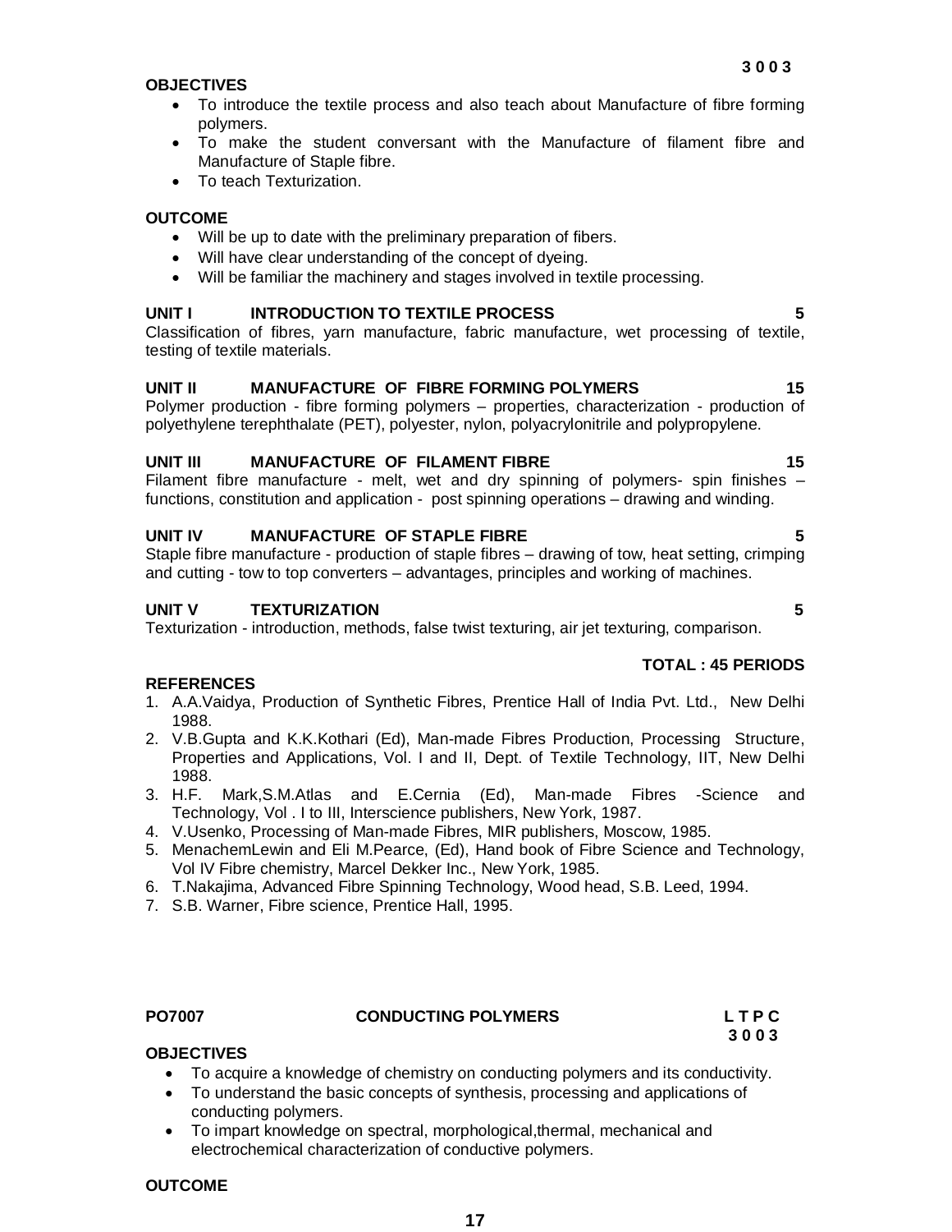**3 0 0 3**

**OBJECTIVES**

- To introduce the textile process and also teach about Manufacture of fibre forming polymers.
- To make the student conversant with the Manufacture of filament fibre and Manufacture of Staple fibre.
- To teach Texturization.

**OUTCOME**

- Will be up to date with the preliminary preparation of fibers.
- Will have clear understanding of the concept of dyeing.
- Will be familiar the machinery and stages involved in textile processing.

**UNIT I INTRODUCTION TO TEXTILE PROCESS 5**

Classification of fibres, yarn manufacture, fabric manufacture, wet processing of textile, testing of textile materials.

**UNIT II MANUFACTURE OF FIBRE FORMING POLYMERS 15**

Polymer production - fibre forming polymers – properties, characterization - production of polyethylene terephthalate (PET), polyester, nylon, polyacrylonitrile and polypropylene.

**UNIT III MANUFACTURE OF FILAMENT FIBRE 15**

Filament fibre manufacture - melt, wet and dry spinning of polymers- spin finishes – functions, constitution and application - post spinning operations – drawing and winding.

**UNIT IV MANUFACTURE OF STAPLE FIBRE 5**

Staple fibre manufacture - production of staple fibres – drawing of tow, heat setting, crimping and cutting - tow to top converters – advantages, principles and working of machines.

**UNIT V TEXTURIZATION 5**

Texturization - introduction, methods, false twist texturing, air jet texturing, comparison.

**TOTAL : 45 PERIODS**

**REFERENCES**

1. A.A.Vaidya, Production of Synthetic Fibres, Prentice Hall of India Pvt. Ltd., New Delhi 1988.
2. V.B.Gupta and K.K.Kothari (Ed), Man-made Fibres Production, Processing Structure, Properties and Applications, Vol. I and II, Dept. of Textile Technology, IIT, New Delhi 1988.
3. H.F. Mark,S.M.Atlas and E.Cernia (Ed), Man-made Fibres -Science and Technology, Vol . I to III, Interscience publishers, New York, 1987.
4. V.Usenko, Processing of Man-made Fibres, MIR publishers, Moscow, 1985.
5. MenachemLewin and Eli M.Pearce, (Ed), Hand book of Fibre Science and Technology, Vol IV Fibre chemistry, Marcel Dekker Inc., New York, 1985.
6. T.Nakajima, Advanced Fibre Spinning Technology, Wood head, S.B. Leed, 1994.
7. S.B. Warner, Fibre science, Prentice Hall, 1995.

**PO7007 CONDUCTING POLYMERS L T P C**
**3 0 0 3**

**OBJECTIVES**

- To acquire a knowledge of chemistry on conducting polymers and its conductivity.
- To understand the basic concepts of synthesis, processing and applications of conducting polymers.
- To impart knowledge on spectral, morphological,thermal, mechanical and electrochemical characterization of conductive polymers.

**OUTCOME**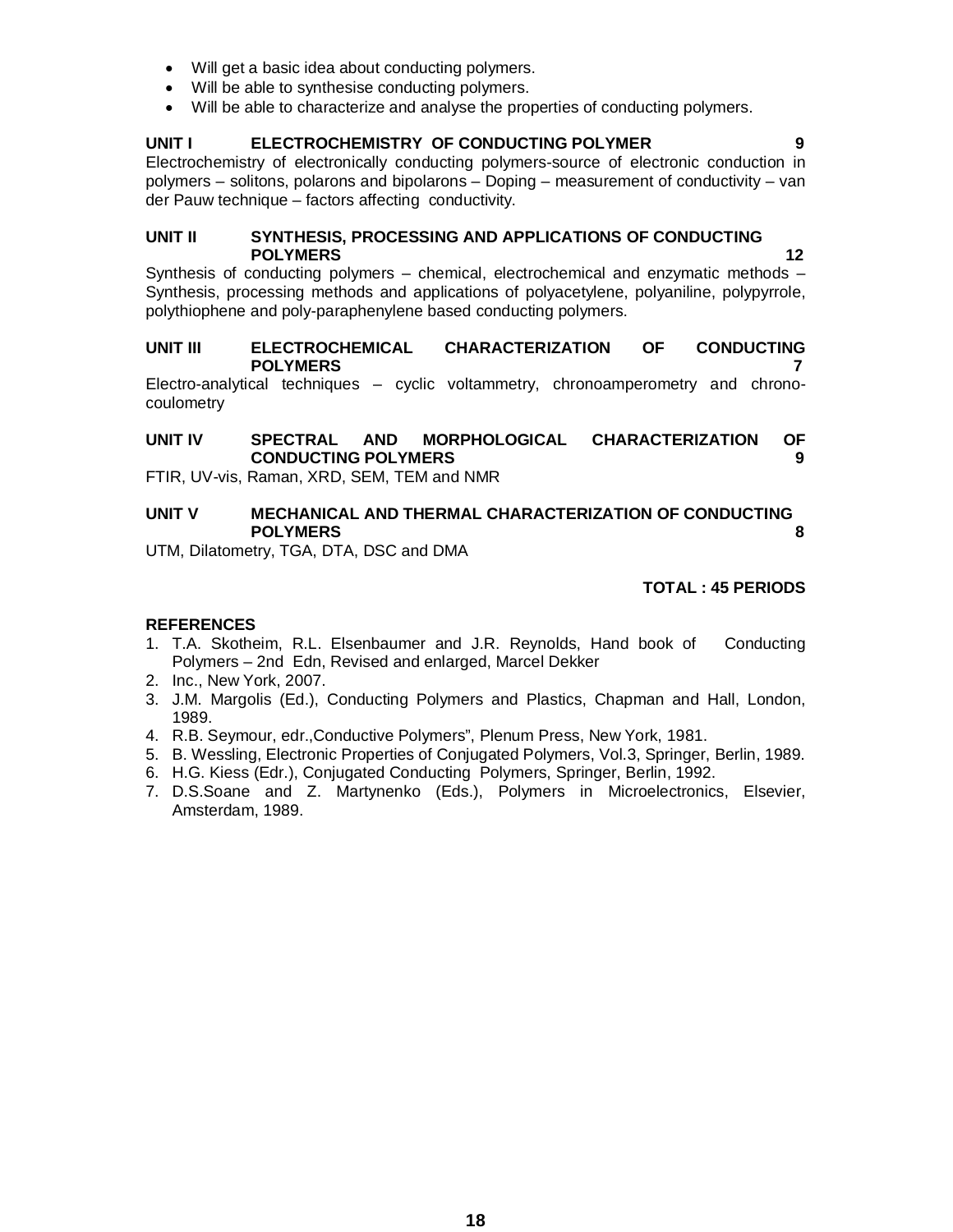- Will get a basic idea about conducting polymers.
- Will be able to synthesise conducting polymers.
- Will be able to characterize and analyse the properties of conducting polymers.

**UNIT I ELECTROCHEMISTRY OF CONDUCTING POLYMER 9**

Electrochemistry of electronically conducting polymers-source of electronic conduction in polymers – solitons, polarons and bipolarons – Doping – measurement of conductivity – van der Pauw technique – factors affecting conductivity.

**UNIT II SYNTHESIS, PROCESSING AND APPLICATIONS OF CONDUCTING POLYMERS 12**

Synthesis of conducting polymers – chemical, electrochemical and enzymatic methods – Synthesis, processing methods and applications of polyacetylene, polyaniline, polypyrrole, polythiophene and poly-paraphenylene based conducting polymers.

**UNIT III ELECTROCHEMICAL CHARACTERIZATION OF CONDUCTING POLYMERS 7**

Electro-analytical techniques – cyclic voltammetry, chronoamperometry and chrono-coulometry

**UNIT IV SPECTRAL AND MORPHOLOGICAL CHARACTERIZATION OF CONDUCTING POLYMERS 9**

FTIR, UV-vis, Raman, XRD, SEM, TEM and NMR

**UNIT V MECHANICAL AND THERMAL CHARACTERIZATION OF CONDUCTING POLYMERS 8**

UTM, Dilatometry, TGA, DTA, DSC and DMA

**TOTAL : 45 PERIODS**

**REFERENCES**

1. T.A. Skotheim, R.L. Elsenbaumer and J.R. Reynolds, Hand book of Conducting Polymers – 2nd Edn, Revised and enlarged, Marcel Dekker
2. Inc., New York, 2007.
3. J.M. Margolis (Ed.), Conducting Polymers and Plastics, Chapman and Hall, London, 1989.
4. R.B. Seymour, edr.,Conductive Polymers", Plenum Press, New York, 1981.
5. B. Wessling, Electronic Properties of Conjugated Polymers, Vol.3, Springer, Berlin, 1989.
6. H.G. Kiess (Edr.), Conjugated Conducting Polymers, Springer, Berlin, 1992.
7. D.S.Soane and Z. Martynenko (Eds.), Polymers in Microelectronics, Elsevier, Amsterdam, 1989.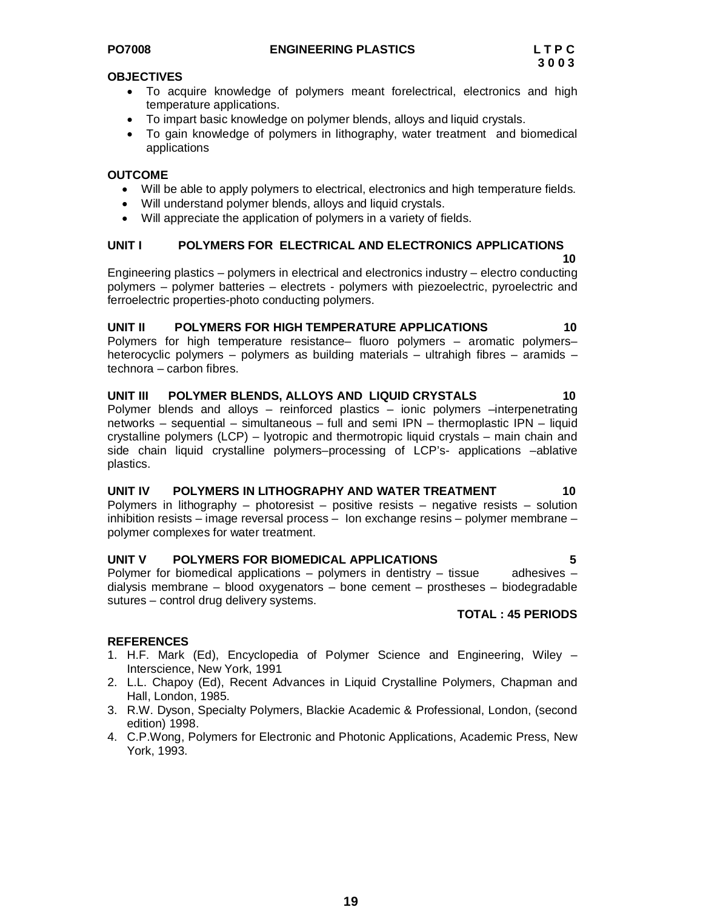**PO7008 ENGINEERING PLASTICS L T P C**
**3 0 0 3**

**OBJECTIVES**

- To acquire knowledge of polymers meant forelectrical, electronics and high temperature applications.
- To impart basic knowledge on polymer blends, alloys and liquid crystals.
- To gain knowledge of polymers in lithography, water treatment and biomedical applications

**OUTCOME**

- Will be able to apply polymers to electrical, electronics and high temperature fields.
- Will understand polymer blends, alloys and liquid crystals.
- Will appreciate the application of polymers in a variety of fields.

**UNIT I POLYMERS FOR ELECTRICAL AND ELECTRONICS APPLICATIONS 10**

Engineering plastics – polymers in electrical and electronics industry – electro conducting polymers – polymer batteries – electrets - polymers with piezoelectric, pyroelectric and ferroelectric properties-photo conducting polymers.

**UNIT II POLYMERS FOR HIGH TEMPERATURE APPLICATIONS 10**

Polymers for high temperature resistance– fluoro polymers – aromatic polymers– heterocyclic polymers – polymers as building materials – ultrahigh fibres – aramids – technora – carbon fibres.

**UNIT III POLYMER BLENDS, ALLOYS AND LIQUID CRYSTALS 10**

Polymer blends and alloys – reinforced plastics – ionic polymers –interpenetrating networks – sequential – simultaneous – full and semi IPN – thermoplastic IPN – liquid crystalline polymers (LCP) – lyotropic and thermotropic liquid crystals – main chain and side chain liquid crystalline polymers–processing of LCP's- applications –ablative plastics.

**UNIT IV POLYMERS IN LITHOGRAPHY AND WATER TREATMENT 10**

Polymers in lithography – photoresist – positive resists – negative resists – solution inhibition resists – image reversal process – Ion exchange resins – polymer membrane – polymer complexes for water treatment.

**UNIT V POLYMERS FOR BIOMEDICAL APPLICATIONS 5**

Polymer for biomedical applications – polymers in dentistry – tissue adhesives – dialysis membrane – blood oxygenators – bone cement – prostheses – biodegradable sutures – control drug delivery systems.

**TOTAL : 45 PERIODS**

**REFERENCES**

1. H.F. Mark (Ed), Encyclopedia of Polymer Science and Engineering, Wiley – Interscience, New York, 1991
2. L.L. Chapoy (Ed), Recent Advances in Liquid Crystalline Polymers, Chapman and Hall, London, 1985.
3. R.W. Dyson, Specialty Polymers, Blackie Academic & Professional, London, (second edition) 1998.
4. C.P.Wong, Polymers for Electronic and Photonic Applications, Academic Press, New York, 1993.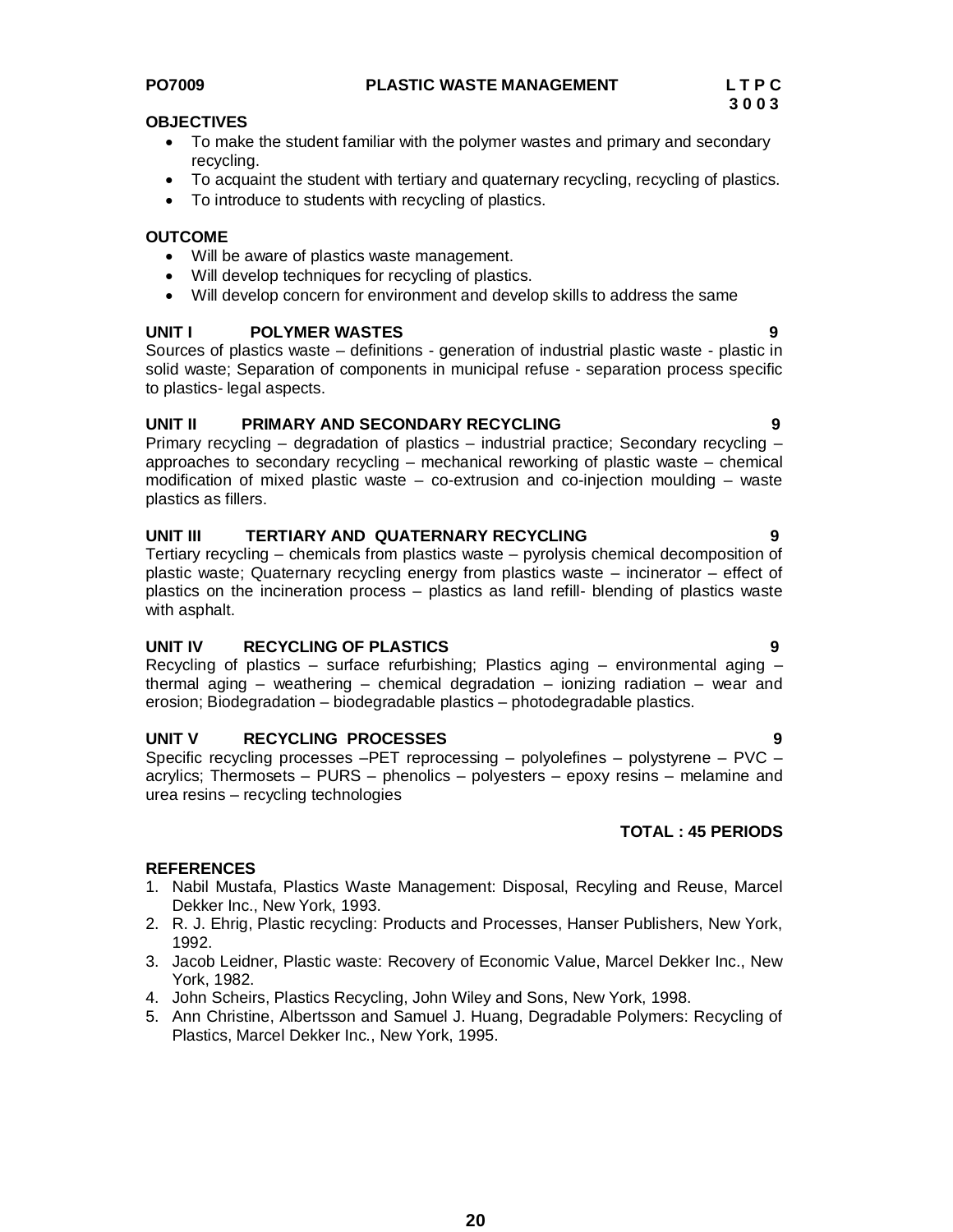**PO7009 PLASTIC WASTE MANAGEMENT**

**L T P C**
**3 0 0 3**

**OBJECTIVES**

- To make the student familiar with the polymer wastes and primary and secondary recycling.
- To acquaint the student with tertiary and quaternary recycling, recycling of plastics.
- To introduce to students with recycling of plastics.

**OUTCOME**

- Will be aware of plastics waste management.
- Will develop techniques for recycling of plastics.
- Will develop concern for environment and develop skills to address the same

**UNIT I POLYMER WASTES 9**

Sources of plastics waste – definitions - generation of industrial plastic waste - plastic in solid waste; Separation of components in municipal refuse - separation process specific to plastics- legal aspects.

**UNIT II PRIMARY AND SECONDARY RECYCLING 9**

Primary recycling – degradation of plastics – industrial practice; Secondary recycling – approaches to secondary recycling – mechanical reworking of plastic waste – chemical modification of mixed plastic waste – co-extrusion and co-injection moulding – waste plastics as fillers.

**UNIT III TERTIARY AND QUATERNARY RECYCLING 9**

Tertiary recycling – chemicals from plastics waste – pyrolysis chemical decomposition of plastic waste; Quaternary recycling energy from plastics waste – incinerator – effect of plastics on the incineration process – plastics as land refill- blending of plastics waste with asphalt.

**UNIT IV RECYCLING OF PLASTICS 9**

Recycling of plastics – surface refurbishing; Plastics aging – environmental aging – thermal aging – weathering – chemical degradation – ionizing radiation – wear and erosion; Biodegradation – biodegradable plastics – photodegradable plastics.

**UNIT V RECYCLING PROCESSES 9**

Specific recycling processes –PET reprocessing – polyolefines – polystyrene – PVC – acrylics; Thermosets – PURS – phenolics – polyesters – epoxy resins – melamine and urea resins – recycling technologies

**TOTAL : 45 PERIODS**

**REFERENCES**

1. Nabil Mustafa, Plastics Waste Management: Disposal, Recyling and Reuse, Marcel Dekker Inc., New York, 1993.
2. R. J. Ehrig, Plastic recycling: Products and Processes, Hanser Publishers, New York, 1992.
3. Jacob Leidner, Plastic waste: Recovery of Economic Value, Marcel Dekker Inc., New York, 1982.
4. John Scheirs, Plastics Recycling, John Wiley and Sons, New York, 1998.
5. Ann Christine, Albertsson and Samuel J. Huang, Degradable Polymers: Recycling of Plastics, Marcel Dekker Inc., New York, 1995.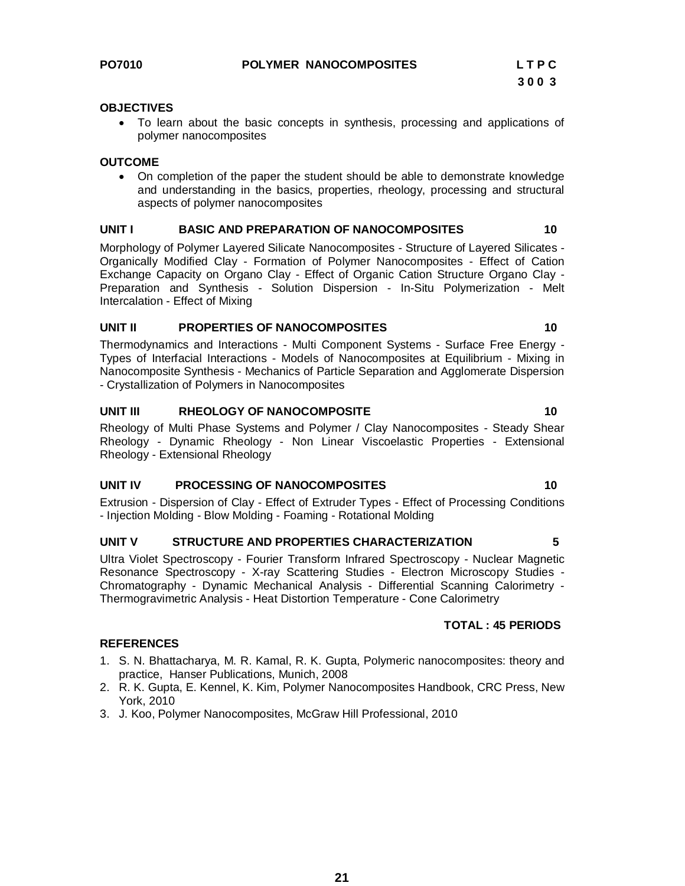**PO7010 POLYMER NANOCOMPOSITES**

| L | T | P | C |
|---|---|---|---|
| 3 | 0 | 0 | 3 |

**OBJECTIVES**

- To learn about the basic concepts in synthesis, processing and applications of polymer nanocomposites

**OUTCOME**

- On completion of the paper the student should be able to demonstrate knowledge and understanding in the basics, properties, rheology, processing and structural aspects of polymer nanocomposites

**UNIT I BASIC AND PREPARATION OF NANOCOMPOSITES 10**

Morphology of Polymer Layered Silicate Nanocomposites - Structure of Layered Silicates - Organically Modified Clay - Formation of Polymer Nanocomposites - Effect of Cation Exchange Capacity on Organo Clay - Effect of Organic Cation Structure Organo Clay - Preparation and Synthesis - Solution Dispersion - In-Situ Polymerization - Melt Intercalation - Effect of Mixing

**UNIT II PROPERTIES OF NANOCOMPOSITES 10**

Thermodynamics and Interactions - Multi Component Systems - Surface Free Energy - Types of Interfacial Interactions - Models of Nanocomposites at Equilibrium - Mixing in Nanocomposite Synthesis - Mechanics of Particle Separation and Agglomerate Dispersion - Crystallization of Polymers in Nanocomposites

**UNIT III RHEOLOGY OF NANOCOMPOSITE 10**

Rheology of Multi Phase Systems and Polymer / Clay Nanocomposites - Steady Shear Rheology - Dynamic Rheology - Non Linear Viscoelastic Properties - Extensional Rheology - Extensional Rheology

**UNIT IV PROCESSING OF NANOCOMPOSITES 10**

Extrusion - Dispersion of Clay - Effect of Extruder Types - Effect of Processing Conditions - Injection Molding - Blow Molding - Foaming - Rotational Molding

**UNIT V STRUCTURE AND PROPERTIES CHARACTERIZATION 5**

Ultra Violet Spectroscopy - Fourier Transform Infrared Spectroscopy - Nuclear Magnetic Resonance Spectroscopy - X-ray Scattering Studies - Electron Microscopy Studies - Chromatography - Dynamic Mechanical Analysis - Differential Scanning Calorimetry - Thermogravimetric Analysis - Heat Distortion Temperature - Cone Calorimetry

**TOTAL : 45 PERIODS**

**REFERENCES**

1. S. N. Bhattacharya, M. R. Kamal, R. K. Gupta, Polymeric nanocomposites: theory and practice, Hanser Publications, Munich, 2008
2. R. K. Gupta, E. Kennel, K. Kim, Polymer Nanocomposites Handbook, CRC Press, New York, 2010
3. J. Koo, Polymer Nanocomposites, McGraw Hill Professional, 2010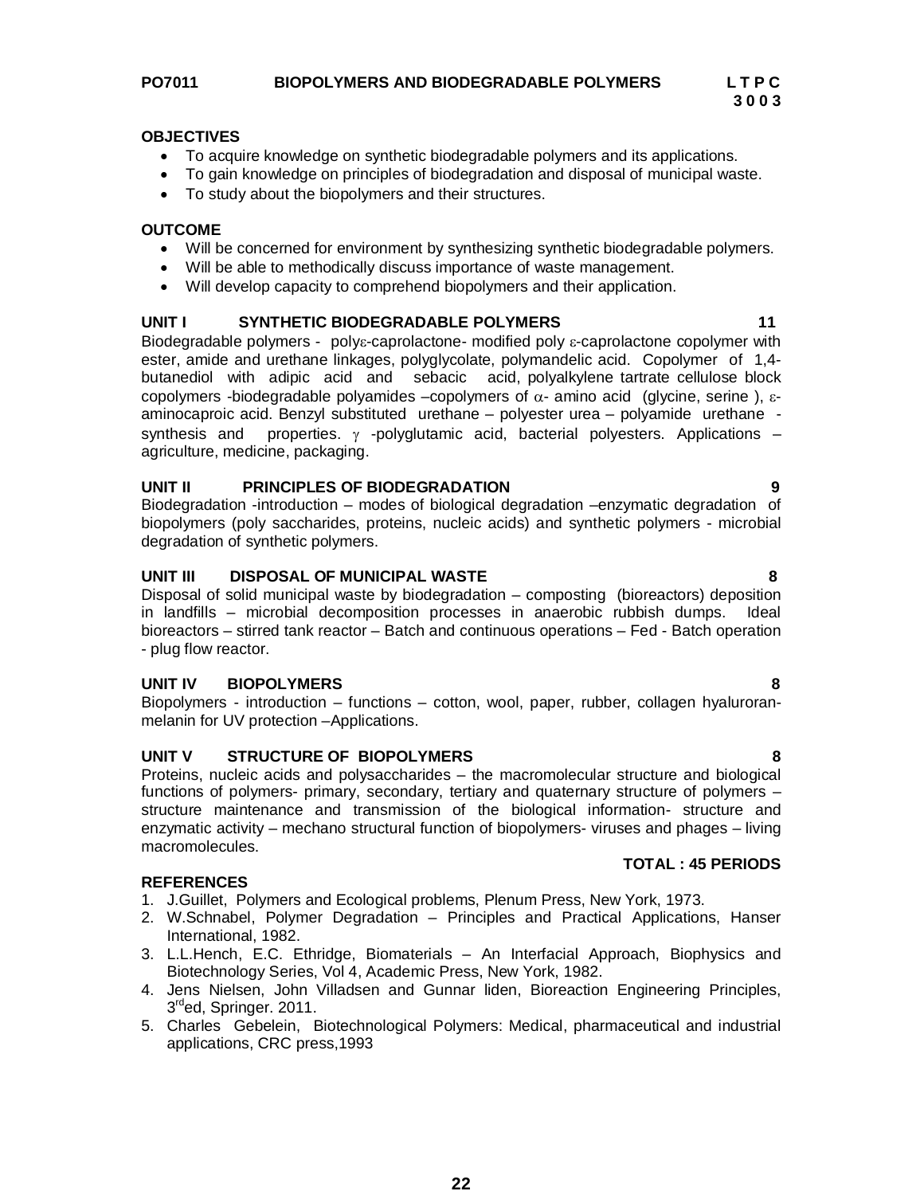**PO7011 BIOPOLYMERS AND BIODEGRADABLE POLYMERS**

**L T P C**
**3 0 0 3**

**OBJECTIVES**

- To acquire knowledge on synthetic biodegradable polymers and its applications.
- To gain knowledge on principles of biodegradation and disposal of municipal waste.
- To study about the biopolymers and their structures.

**OUTCOME**

- Will be concerned for environment by synthesizing synthetic biodegradable polymers.
- Will be able to methodically discuss importance of waste management.
- Will develop capacity to comprehend biopolymers and their application.

**UNIT I SYNTHETIC BIODEGRADABLE POLYMERS 11**

Biodegradable polymers - poly$\varepsilon$-caprolactone- modified poly $\varepsilon$-caprolactone copolymer with ester, amide and urethane linkages, polyglycolate, polymandelic acid. Copolymer of 1,4-butanediol with adipic acid and sebacic acid, polyalkylene tartrate cellulose block copolymers -biodegradable polyamides –copolymers of $\alpha$- amino acid (glycine, serine ), $\varepsilon$-aminocaproic acid. Benzyl substituted urethane – polyester urea – polyamide urethane - synthesis and properties. $\gamma$ -polyglutamic acid, bacterial polyesters. Applications – agriculture, medicine, packaging.

**UNIT II PRINCIPLES OF BIODEGRADATION 9**

Biodegradation -introduction – modes of biological degradation –enzymatic degradation of biopolymers (poly saccharides, proteins, nucleic acids) and synthetic polymers - microbial degradation of synthetic polymers.

**UNIT III DISPOSAL OF MUNICIPAL WASTE 8**

Disposal of solid municipal waste by biodegradation – composting (bioreactors) deposition in landfills – microbial decomposition processes in anaerobic rubbish dumps. Ideal bioreactors – stirred tank reactor – Batch and continuous operations – Fed - Batch operation - plug flow reactor.

**UNIT IV BIOPOLYMERS 8**

Biopolymers - introduction – functions – cotton, wool, paper, rubber, collagen hyaluroran-melanin for UV protection –Applications.

**UNIT V STRUCTURE OF BIOPOLYMERS 8**

Proteins, nucleic acids and polysaccharides – the macromolecular structure and biological functions of polymers- primary, secondary, tertiary and quaternary structure of polymers – structure maintenance and transmission of the biological information- structure and enzymatic activity – mechano structural function of biopolymers- viruses and phages – living macromolecules.

**TOTAL : 45 PERIODS**

**REFERENCES**

1. J.Guillet, Polymers and Ecological problems, Plenum Press, New York, 1973.
2. W.Schnabel, Polymer Degradation – Principles and Practical Applications, Hanser International, 1982.
3. L.L.Hench, E.C. Ethridge, Biomaterials – An Interfacial Approach, Biophysics and Biotechnology Series, Vol 4, Academic Press, New York, 1982.
4. Jens Nielsen, John Villadsen and Gunnar liden, Bioreaction Engineering Principles, 3rd ed, Springer. 2011.
5. Charles Gebelein, Biotechnological Polymers: Medical, pharmaceutical and industrial applications, CRC press,1993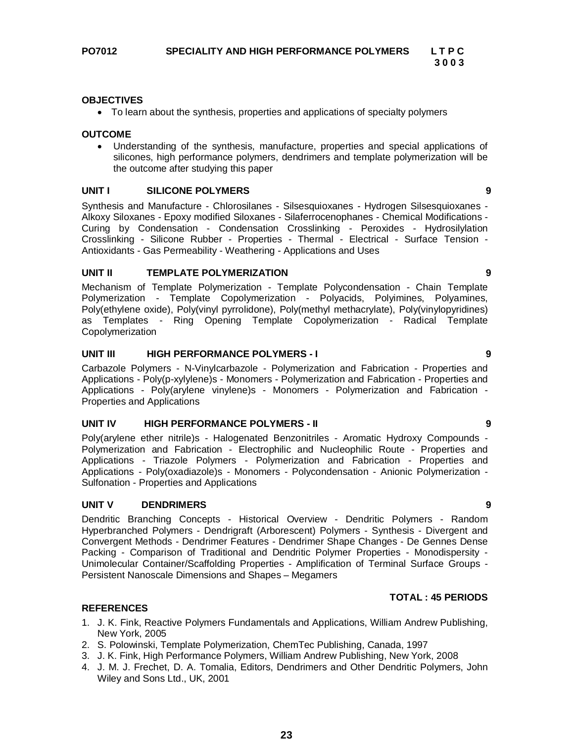**PO7012 SPECIALITY AND HIGH PERFORMANCE POLYMERS L T P C**
**3 0 0 3**

**OBJECTIVES**

- To learn about the synthesis, properties and applications of specialty polymers

**OUTCOME**

- Understanding of the synthesis, manufacture, properties and special applications of silicones, high performance polymers, dendrimers and template polymerization will be the outcome after studying this paper

**UNIT I SILICONE POLYMERS 9**

Synthesis and Manufacture - Chlorosilanes - Silsesquioxanes - Hydrogen Silsesquioxanes - Alkoxy Siloxanes - Epoxy modified Siloxanes - Silaferrocenophanes - Chemical Modifications - Curing by Condensation - Condensation Crosslinking - Peroxides - Hydrosilylation Crosslinking - Silicone Rubber - Properties - Thermal - Electrical - Surface Tension - Antioxidants - Gas Permeability - Weathering - Applications and Uses

**UNIT II TEMPLATE POLYMERIZATION 9**

Mechanism of Template Polymerization - Template Polycondensation - Chain Template Polymerization - Template Copolymerization - Polyacids, Polyimines, Polyamines, Poly(ethylene oxide), Poly(vinyl pyrrolidone), Poly(methyl methacrylate), Poly(vinylopyridines) as Templates - Ring Opening Template Copolymerization - Radical Template Copolymerization

**UNIT III HIGH PERFORMANCE POLYMERS - I 9**

Carbazole Polymers - N-Vinylcarbazole - Polymerization and Fabrication - Properties and Applications - Poly(p-xylylene)s - Monomers - Polymerization and Fabrication - Properties and Applications - Poly(arylene vinylene)s - Monomers - Polymerization and Fabrication - Properties and Applications

**UNIT IV HIGH PERFORMANCE POLYMERS - II 9**

Poly(arylene ether nitrile)s - Halogenated Benzonitriles - Aromatic Hydroxy Compounds - Polymerization and Fabrication - Electrophilic and Nucleophilic Route - Properties and Applications - Triazole Polymers - Polymerization and Fabrication - Properties and Applications - Poly(oxadiazole)s - Monomers - Polycondensation - Anionic Polymerization - Sulfonation - Properties and Applications

**UNIT V DENDRIMERS 9**

Dendritic Branching Concepts - Historical Overview - Dendritic Polymers - Random Hyperbranched Polymers - Dendrigraft (Arborescent) Polymers - Synthesis - Divergent and Convergent Methods - Dendrimer Features - Dendrimer Shape Changes - De Gennes Dense Packing - Comparison of Traditional and Dendritic Polymer Properties - Monodispersity - Unimolecular Container/Scaffolding Properties - Amplification of Terminal Surface Groups - Persistent Nanoscale Dimensions and Shapes – Megamers

**TOTAL : 45 PERIODS**

**REFERENCES**

1. J. K. Fink, Reactive Polymers Fundamentals and Applications, William Andrew Publishing, New York, 2005
2. S. Polowinski, Template Polymerization, ChemTec Publishing, Canada, 1997
3. J. K. Fink, High Performance Polymers, William Andrew Publishing, New York, 2008
4. J. M. J. Frechet, D. A. Tomalia, Editors, Dendrimers and Other Dendritic Polymers, John Wiley and Sons Ltd., UK, 2001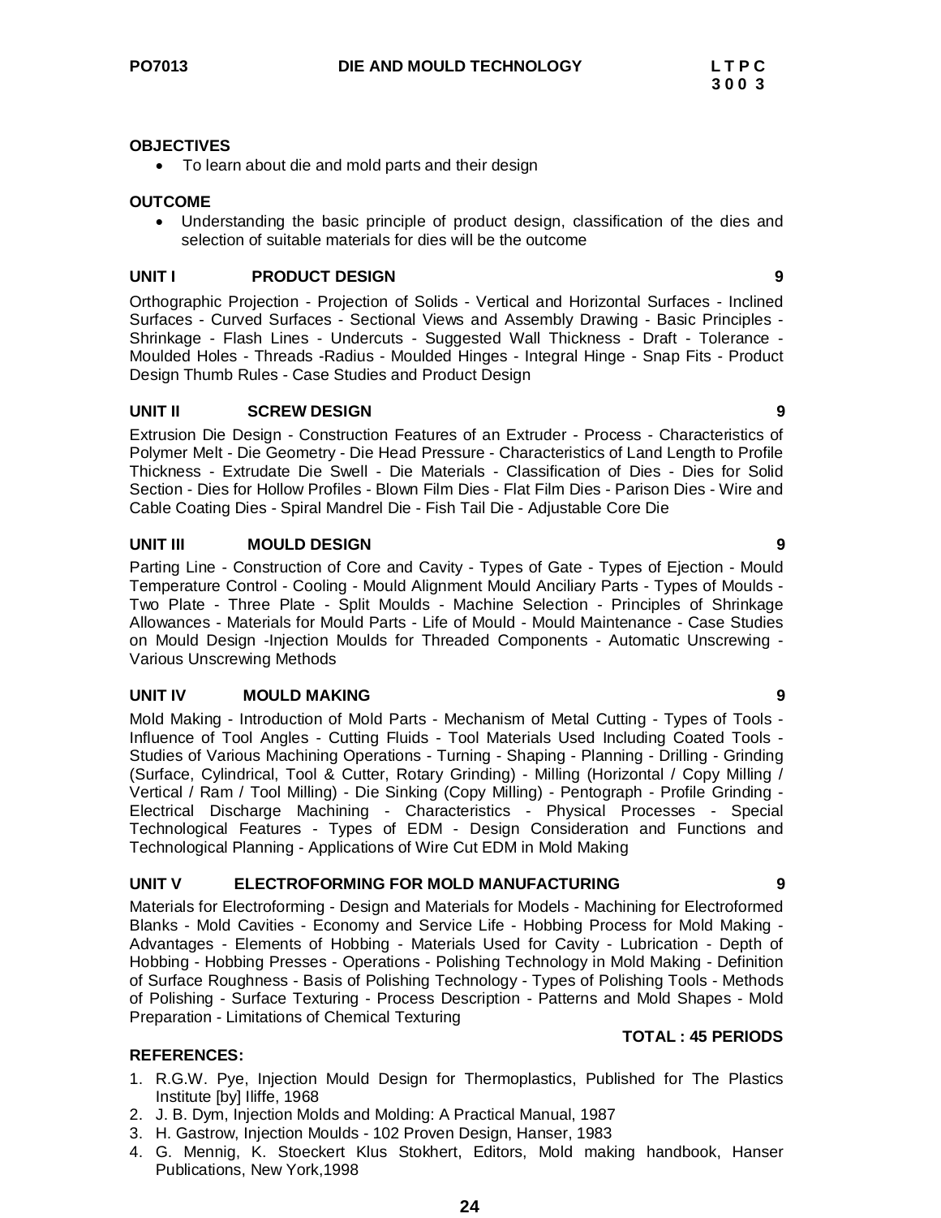**PO7013 DIE AND MOULD TECHNOLOGY**

| L | T | P | C |
|---|---|---|---|
| 3 | 0 | 0 | 3 |

**OBJECTIVES**

- To learn about die and mold parts and their design

**OUTCOME**

- Understanding the basic principle of product design, classification of the dies and selection of suitable materials for dies will be the outcome

**UNIT I PRODUCT DESIGN 9**

Orthographic Projection - Projection of Solids - Vertical and Horizontal Surfaces - Inclined Surfaces - Curved Surfaces - Sectional Views and Assembly Drawing - Basic Principles - Shrinkage - Flash Lines - Undercuts - Suggested Wall Thickness - Draft - Tolerance - Moulded Holes - Threads -Radius - Moulded Hinges - Integral Hinge - Snap Fits - Product Design Thumb Rules - Case Studies and Product Design

**UNIT II SCREW DESIGN 9**

Extrusion Die Design - Construction Features of an Extruder - Process - Characteristics of Polymer Melt - Die Geometry - Die Head Pressure - Characteristics of Land Length to Profile Thickness - Extrudate Die Swell - Die Materials - Classification of Dies - Dies for Solid Section - Dies for Hollow Profiles - Blown Film Dies - Flat Film Dies - Parison Dies - Wire and Cable Coating Dies - Spiral Mandrel Die - Fish Tail Die - Adjustable Core Die

**UNIT III MOULD DESIGN 9**

Parting Line - Construction of Core and Cavity - Types of Gate - Types of Ejection - Mould Temperature Control - Cooling - Mould Alignment Mould Anciliary Parts - Types of Moulds - Two Plate - Three Plate - Split Moulds - Machine Selection - Principles of Shrinkage Allowances - Materials for Mould Parts - Life of Mould - Mould Maintenance - Case Studies on Mould Design -Injection Moulds for Threaded Components - Automatic Unscrewing - Various Unscrewing Methods

**UNIT IV MOULD MAKING 9**

Mold Making - Introduction of Mold Parts - Mechanism of Metal Cutting - Types of Tools - Influence of Tool Angles - Cutting Fluids - Tool Materials Used Including Coated Tools - Studies of Various Machining Operations - Turning - Shaping - Planning - Drilling - Grinding (Surface, Cylindrical, Tool & Cutter, Rotary Grinding) - Milling (Horizontal / Copy Milling / Vertical / Ram / Tool Milling) - Die Sinking (Copy Milling) - Pentograph - Profile Grinding - Electrical Discharge Machining - Characteristics - Physical Processes - Special Technological Features - Types of EDM - Design Consideration and Functions and Technological Planning - Applications of Wire Cut EDM in Mold Making

**UNIT V ELECTROFORMING FOR MOLD MANUFACTURING 9**

Materials for Electroforming - Design and Materials for Models - Machining for Electroformed Blanks - Mold Cavities - Economy and Service Life - Hobbing Process for Mold Making - Advantages - Elements of Hobbing - Materials Used for Cavity - Lubrication - Depth of Hobbing - Hobbing Presses - Operations - Polishing Technology in Mold Making - Definition of Surface Roughness - Basis of Polishing Technology - Types of Polishing Tools - Methods of Polishing - Surface Texturing - Process Description - Patterns and Mold Shapes - Mold Preparation - Limitations of Chemical Texturing

**TOTAL : 45 PERIODS**

**REFERENCES:**

1. R.G.W. Pye, Injection Mould Design for Thermoplastics, Published for The Plastics Institute [by] Iliffe, 1968
2. J. B. Dym, Injection Molds and Molding: A Practical Manual, 1987
3. H. Gastrow, Injection Moulds - 102 Proven Design, Hanser, 1983
4. G. Mennig, K. Stoeckert Klus Stokhert, Editors, Mold making handbook, Hanser Publications, New York,1998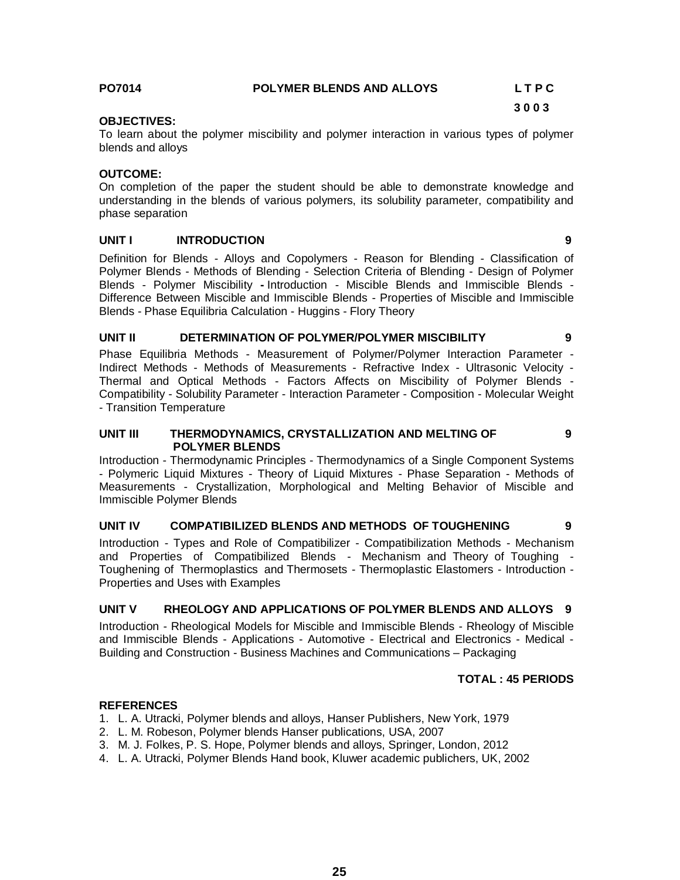**PO7014 POLYMER BLENDS AND ALLOYS L T P C**

**3 0 0 3**

**OBJECTIVES:**

To learn about the polymer miscibility and polymer interaction in various types of polymer blends and alloys

**OUTCOME:**

On completion of the paper the student should be able to demonstrate knowledge and understanding in the blends of various polymers, its solubility parameter, compatibility and phase separation

**UNIT I INTRODUCTION 9**

Definition for Blends - Alloys and Copolymers - Reason for Blending - Classification of Polymer Blends - Methods of Blending - Selection Criteria of Blending - Design of Polymer Blends - Polymer Miscibility **-** Introduction - Miscible Blends and Immiscible Blends - Difference Between Miscible and Immiscible Blends - Properties of Miscible and Immiscible Blends - Phase Equilibria Calculation - Huggins - Flory Theory

**UNIT II DETERMINATION OF POLYMER/POLYMER MISCIBILITY 9**

Phase Equilibria Methods - Measurement of Polymer/Polymer Interaction Parameter - Indirect Methods - Methods of Measurements - Refractive Index - Ultrasonic Velocity - Thermal and Optical Methods - Factors Affects on Miscibility of Polymer Blends - Compatibility - Solubility Parameter - Interaction Parameter - Composition - Molecular Weight - Transition Temperature

**UNIT III THERMODYNAMICS, CRYSTALLIZATION AND MELTING OF POLYMER BLENDS 9**

Introduction - Thermodynamic Principles - Thermodynamics of a Single Component Systems - Polymeric Liquid Mixtures - Theory of Liquid Mixtures - Phase Separation - Methods of Measurements - Crystallization, Morphological and Melting Behavior of Miscible and Immiscible Polymer Blends

**UNIT IV COMPATIBILIZED BLENDS AND METHODS OF TOUGHENING 9**

Introduction - Types and Role of Compatibilizer - Compatibilization Methods - Mechanism and Properties of Compatibilized Blends - Mechanism and Theory of Toughing - Toughening of Thermoplastics and Thermosets - Thermoplastic Elastomers - Introduction - Properties and Uses with Examples

**UNIT V RHEOLOGY AND APPLICATIONS OF POLYMER BLENDS AND ALLOYS 9**

Introduction - Rheological Models for Miscible and Immiscible Blends - Rheology of Miscible and Immiscible Blends - Applications - Automotive - Electrical and Electronics - Medical - Building and Construction - Business Machines and Communications – Packaging

**TOTAL : 45 PERIODS**

**REFERENCES**

1. L. A. Utracki, Polymer blends and alloys, Hanser Publishers, New York, 1979
2. L. M. Robeson, Polymer blends Hanser publications, USA, 2007
3. M. J. Folkes, P. S. Hope, Polymer blends and alloys, Springer, London, 2012
4. L. A. Utracki, Polymer Blends Hand book, Kluwer academic publichers, UK, 2002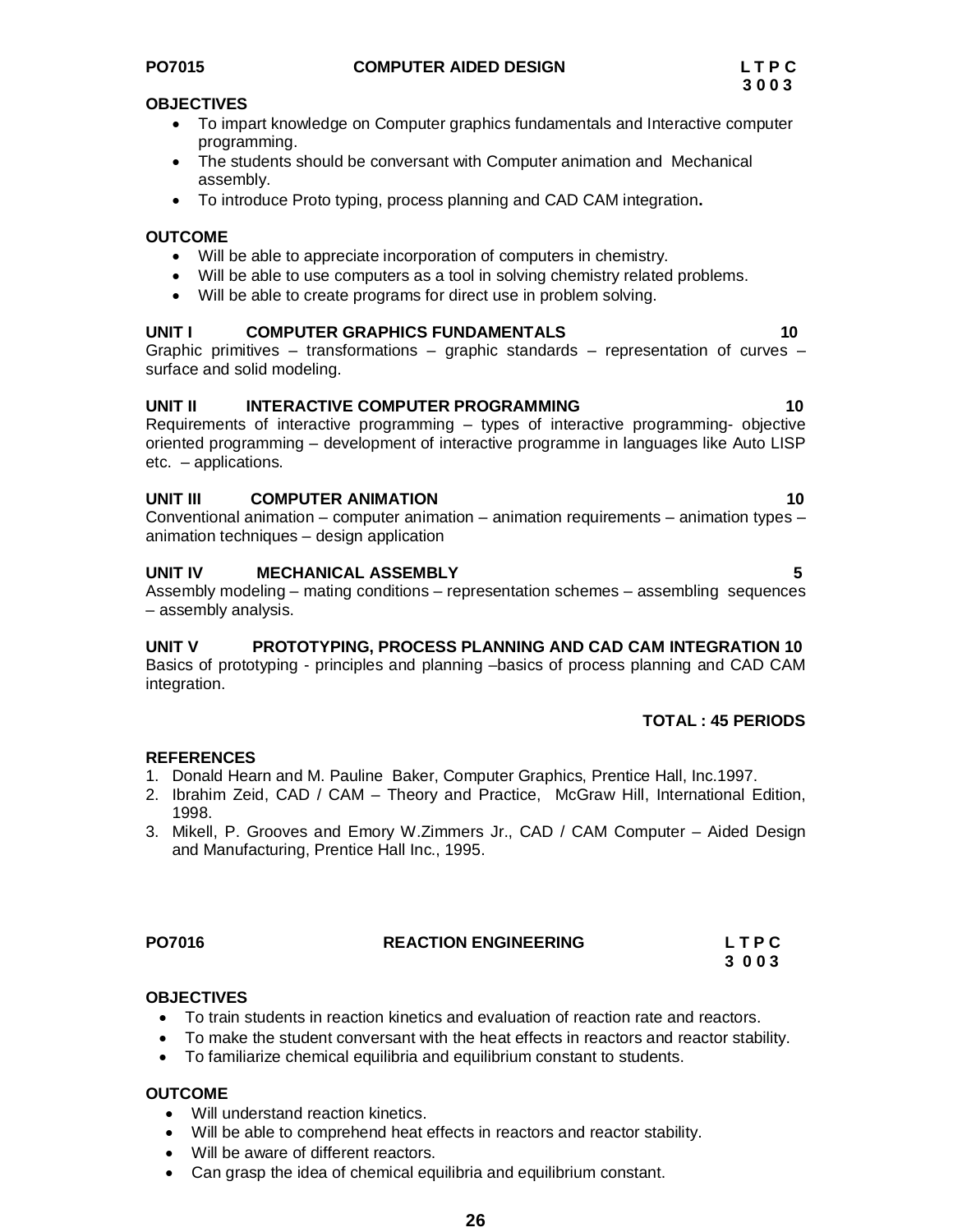**PO7015 COMPUTER AIDED DESIGN**

| L | T | P | C |
|---|---|---|---|
| 3 | 0 | 0 | 3 |

**OBJECTIVES**

- To impart knowledge on Computer graphics fundamentals and Interactive computer programming.
- The students should be conversant with Computer animation and Mechanical assembly.
- To introduce Proto typing, process planning and CAD CAM integration**.**

**OUTCOME**

- Will be able to appreciate incorporation of computers in chemistry.
- Will be able to use computers as a tool in solving chemistry related problems.
- Will be able to create programs for direct use in problem solving.

**UNIT I COMPUTER GRAPHICS FUNDAMENTALS 10**

Graphic primitives – transformations – graphic standards – representation of curves – surface and solid modeling.

**UNIT II INTERACTIVE COMPUTER PROGRAMMING 10**

Requirements of interactive programming – types of interactive programming- objective oriented programming – development of interactive programme in languages like Auto LISP etc. – applications.

**UNIT III COMPUTER ANIMATION 10**

Conventional animation – computer animation – animation requirements – animation types – animation techniques – design application

**UNIT IV MECHANICAL ASSEMBLY 5**

Assembly modeling – mating conditions – representation schemes – assembling sequences – assembly analysis.

**UNIT V PROTOTYPING, PROCESS PLANNING AND CAD CAM INTEGRATION 10**

Basics of prototyping - principles and planning –basics of process planning and CAD CAM integration.

**TOTAL : 45 PERIODS**

**REFERENCES**

1. Donald Hearn and M. Pauline Baker, Computer Graphics, Prentice Hall, Inc.1997.
2. Ibrahim Zeid, CAD / CAM – Theory and Practice, McGraw Hill, International Edition, 1998.
3. Mikell, P. Grooves and Emory W.Zimmers Jr., CAD / CAM Computer – Aided Design and Manufacturing, Prentice Hall Inc., 1995.

**PO7016 REACTION ENGINEERING**

| L | T | P | C |
|---|---|---|---|
| 3 | 0 | 0 | 3 |

**OBJECTIVES**

- To train students in reaction kinetics and evaluation of reaction rate and reactors.
- To make the student conversant with the heat effects in reactors and reactor stability.
- To familiarize chemical equilibria and equilibrium constant to students.

**OUTCOME**

- Will understand reaction kinetics.
- Will be able to comprehend heat effects in reactors and reactor stability.
- Will be aware of different reactors.
- Can grasp the idea of chemical equilibria and equilibrium constant.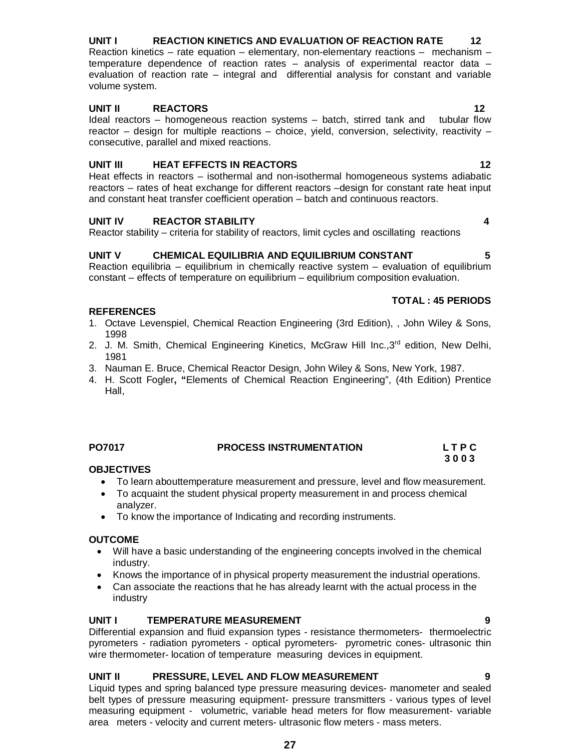**UNIT I REACTION KINETICS AND EVALUATION OF REACTION RATE 12**

Reaction kinetics – rate equation – elementary, non-elementary reactions – mechanism – temperature dependence of reaction rates – analysis of experimental reactor data – evaluation of reaction rate – integral and differential analysis for constant and variable volume system.

**UNIT II REACTORS 12**

Ideal reactors – homogeneous reaction systems – batch, stirred tank and tubular flow reactor – design for multiple reactions – choice, yield, conversion, selectivity, reactivity – consecutive, parallel and mixed reactions.

**UNIT III HEAT EFFECTS IN REACTORS 12**

Heat effects in reactors – isothermal and non-isothermal homogeneous systems adiabatic reactors – rates of heat exchange for different reactors –design for constant rate heat input and constant heat transfer coefficient operation – batch and continuous reactors.

**UNIT IV REACTOR STABILITY 4**

Reactor stability – criteria for stability of reactors, limit cycles and oscillating reactions

**UNIT V CHEMICAL EQUILIBRIA AND EQUILIBRIUM CONSTANT 5**

Reaction equilibria – equilibrium in chemically reactive system – evaluation of equilibrium constant – effects of temperature on equilibrium – equilibrium composition evaluation.

**TOTAL : 45 PERIODS**

**REFERENCES**

1. Octave Levenspiel, Chemical Reaction Engineering (3rd Edition), , John Wiley & Sons, 1998
2. J. M. Smith, Chemical Engineering Kinetics, McGraw Hill Inc.,3rd edition, New Delhi, 1981
3. Nauman E. Bruce, Chemical Reactor Design, John Wiley & Sons, New York, 1987.
4. H. Scott Fogler**, "**Elements of Chemical Reaction Engineering", (4th Edition) Prentice Hall,

**PO7017 PROCESS INSTRUMENTATION L T P C**
**3 0 0 3**

**OBJECTIVES**

- To learn abouttemperature measurement and pressure, level and flow measurement.
- To acquaint the student physical property measurement in and process chemical analyzer.
- To know the importance of Indicating and recording instruments.

**OUTCOME**

- Will have a basic understanding of the engineering concepts involved in the chemical industry.
- Knows the importance of in physical property measurement the industrial operations.
- Can associate the reactions that he has already learnt with the actual process in the industry

**UNIT I TEMPERATURE MEASUREMENT 9**

Differential expansion and fluid expansion types - resistance thermometers- thermoelectric pyrometers - radiation pyrometers - optical pyrometers- pyrometric cones- ultrasonic thin wire thermometer- location of temperature measuring devices in equipment.

**UNIT II PRESSURE, LEVEL AND FLOW MEASUREMENT 9**

Liquid types and spring balanced type pressure measuring devices- manometer and sealed belt types of pressure measuring equipment- pressure transmitters - various types of level measuring equipment - volumetric, variable head meters for flow measurement- variable area meters - velocity and current meters- ultrasonic flow meters - mass meters.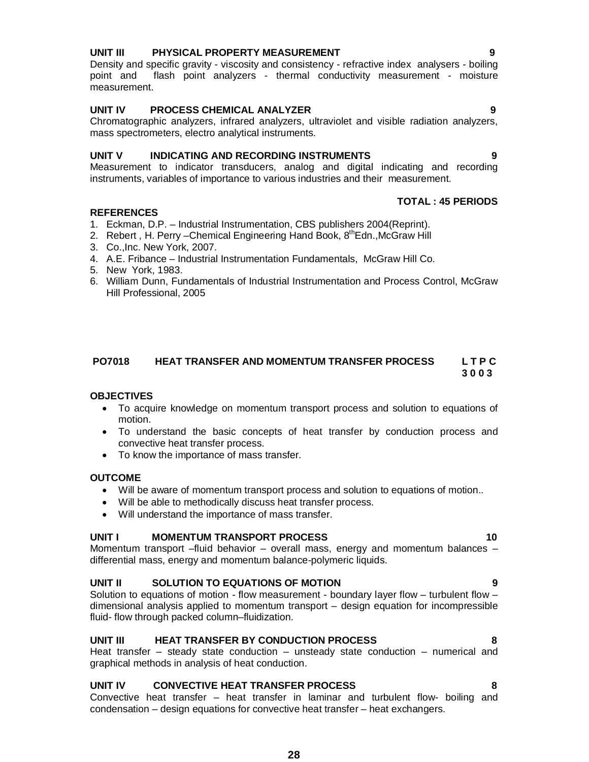**UNIT III PHYSICAL PROPERTY MEASUREMENT 9**

Density and specific gravity - viscosity and consistency - refractive index analysers - boiling point and flash point analyzers - thermal conductivity measurement - moisture measurement.

**UNIT IV PROCESS CHEMICAL ANALYZER 9**

Chromatographic analyzers, infrared analyzers, ultraviolet and visible radiation analyzers, mass spectrometers, electro analytical instruments.

**UNIT V INDICATING AND RECORDING INSTRUMENTS 9**

Measurement to indicator transducers, analog and digital indicating and recording instruments, variables of importance to various industries and their measurement.

**TOTAL : 45 PERIODS**

**REFERENCES**

1. Eckman, D.P. – Industrial Instrumentation, CBS publishers 2004(Reprint).
2. Robert , H. Perry –Chemical Engineering Hand Book, 8th Edn.,McGraw Hill
3. Co.,Inc. New York, 2007.
4. A.E. Fribance – Industrial Instrumentation Fundamentals, McGraw Hill Co.
5. New York, 1983.
6. William Dunn, Fundamentals of Industrial Instrumentation and Process Control, McGraw Hill Professional, 2005

## PO7018 HEAT TRANSFER AND MOMENTUM TRANSFER PROCESS

**L T P C**
**3 0 0 3**

**OBJECTIVES**

- To acquire knowledge on momentum transport process and solution to equations of motion.
- To understand the basic concepts of heat transfer by conduction process and convective heat transfer process.
- To know the importance of mass transfer.

**OUTCOME**

- Will be aware of momentum transport process and solution to equations of motion..
- Will be able to methodically discuss heat transfer process.
- Will understand the importance of mass transfer.

**UNIT I MOMENTUM TRANSPORT PROCESS 10**

Momentum transport –fluid behavior – overall mass, energy and momentum balances – differential mass, energy and momentum balance-polymeric liquids.

**UNIT II SOLUTION TO EQUATIONS OF MOTION 9**

Solution to equations of motion - flow measurement - boundary layer flow – turbulent flow – dimensional analysis applied to momentum transport – design equation for incompressible fluid- flow through packed column–fluidization.

**UNIT III HEAT TRANSFER BY CONDUCTION PROCESS 8**

Heat transfer – steady state conduction – unsteady state conduction – numerical and graphical methods in analysis of heat conduction.

**UNIT IV CONVECTIVE HEAT TRANSFER PROCESS 8**

Convective heat transfer – heat transfer in laminar and turbulent flow- boiling and condensation – design equations for convective heat transfer – heat exchangers.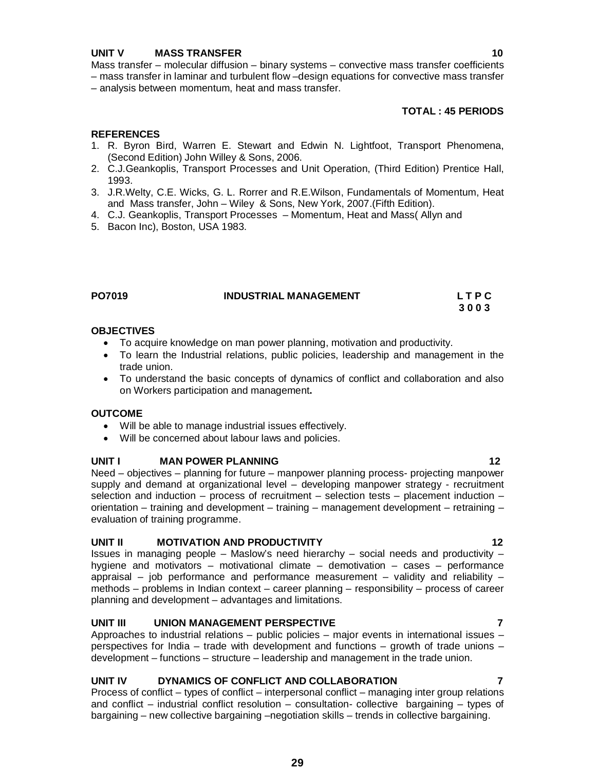**UNIT V MASS TRANSFER** **10**

Mass transfer – molecular diffusion – binary systems – convective mass transfer coefficients – mass transfer in laminar and turbulent flow –design equations for convective mass transfer – analysis between momentum, heat and mass transfer.

**TOTAL : 45 PERIODS**

**REFERENCES**

1. R. Byron Bird, Warren E. Stewart and Edwin N. Lightfoot, Transport Phenomena, (Second Edition) John Willey & Sons, 2006.
2. C.J.Geankoplis, Transport Processes and Unit Operation, (Third Edition) Prentice Hall, 1993.
3. J.R.Welty, C.E. Wicks, G. L. Rorrer and R.E.Wilson, Fundamentals of Momentum, Heat and Mass transfer, John – Wiley & Sons, New York, 2007.(Fifth Edition).
4. C.J. Geankoplis, Transport Processes – Momentum, Heat and Mass( Allyn and
5. Bacon Inc), Boston, USA 1983.

## PO7019 INDUSTRIAL MANAGEMENT

**L T P C**
**3 0 0 3**

**OBJECTIVES**

- To acquire knowledge on man power planning, motivation and productivity.
- To learn the Industrial relations, public policies, leadership and management in the trade union.
- To understand the basic concepts of dynamics of conflict and collaboration and also on Workers participation and management**.**

**OUTCOME**

- Will be able to manage industrial issues effectively.
- Will be concerned about labour laws and policies.

**UNIT I MAN POWER PLANNING** **12**

Need – objectives – planning for future – manpower planning process- projecting manpower supply and demand at organizational level – developing manpower strategy - recruitment selection and induction – process of recruitment – selection tests – placement induction – orientation – training and development – training – management development – retraining – evaluation of training programme.

**UNIT II MOTIVATION AND PRODUCTIVITY** **12**

Issues in managing people – Maslow's need hierarchy – social needs and productivity – hygiene and motivators – motivational climate – demotivation – cases – performance appraisal – job performance and performance measurement – validity and reliability – methods – problems in Indian context – career planning – responsibility – process of career planning and development – advantages and limitations.

**UNIT III UNION MANAGEMENT PERSPECTIVE** **7**

Approaches to industrial relations – public policies – major events in international issues – perspectives for India – trade with development and functions – growth of trade unions – development – functions – structure – leadership and management in the trade union.

**UNIT IV DYNAMICS OF CONFLICT AND COLLABORATION** **7**

Process of conflict – types of conflict – interpersonal conflict – managing inter group relations and conflict – industrial conflict resolution – consultation- collective bargaining – types of bargaining – new collective bargaining –negotiation skills – trends in collective bargaining.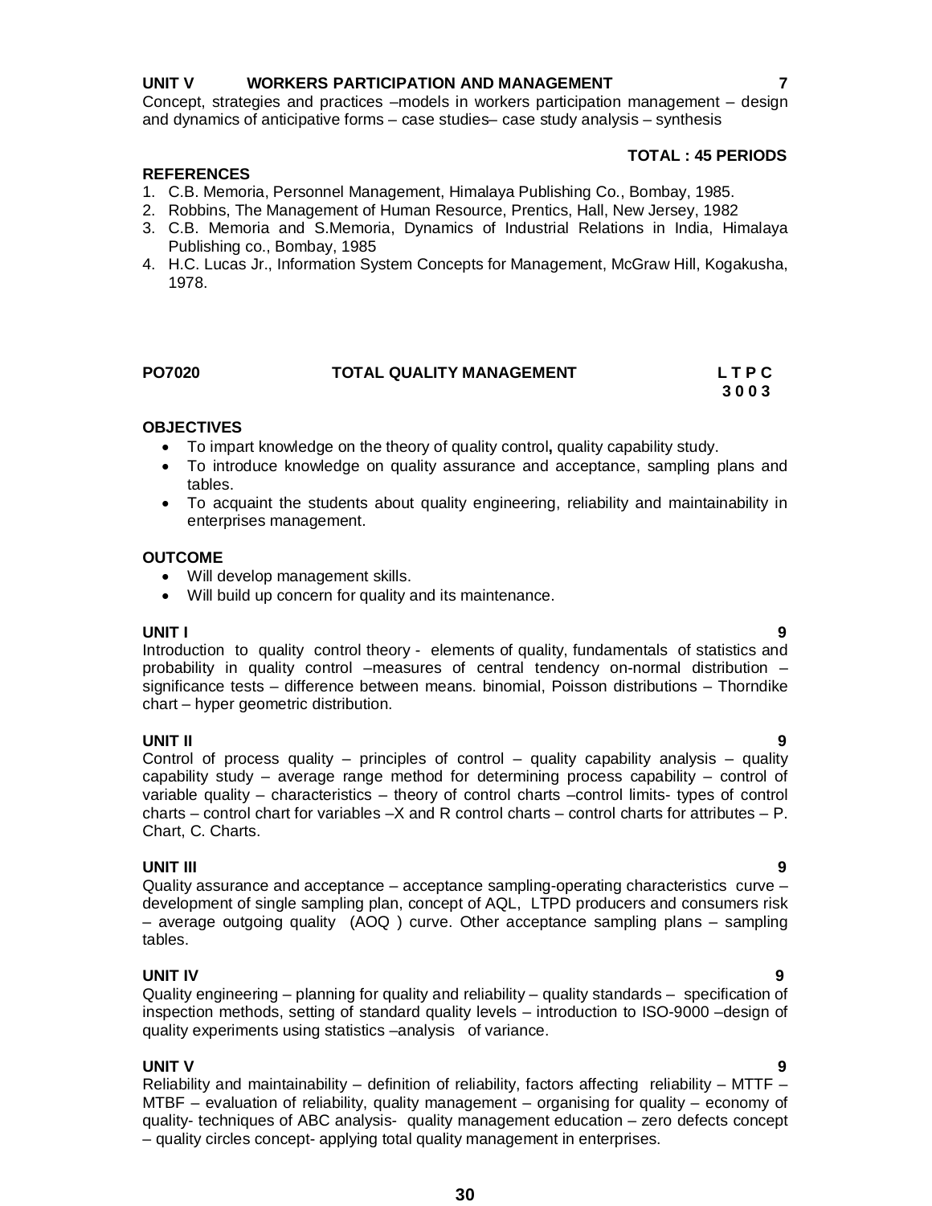**UNIT V WORKERS PARTICIPATION AND MANAGEMENT 7**

Concept, strategies and practices –models in workers participation management – design and dynamics of anticipative forms – case studies– case study analysis – synthesis

**TOTAL : 45 PERIODS**

**REFERENCES**

1. C.B. Memoria, Personnel Management, Himalaya Publishing Co., Bombay, 1985.
2. Robbins, The Management of Human Resource, Prentics, Hall, New Jersey, 1982
3. C.B. Memoria and S.Memoria, Dynamics of Industrial Relations in India, Himalaya Publishing co., Bombay, 1985
4. H.C. Lucas Jr., Information System Concepts for Management, McGraw Hill, Kogakusha, 1978.

## PO7020 TOTAL QUALITY MANAGEMENT

**L T P C**
**3 0 0 3**

**OBJECTIVES**

- To impart knowledge on the theory of quality control**,** quality capability study.
- To introduce knowledge on quality assurance and acceptance, sampling plans and tables.
- To acquaint the students about quality engineering, reliability and maintainability in enterprises management.

**OUTCOME**

- Will develop management skills.
- Will build up concern for quality and its maintenance.

**UNIT I 9**

Introduction to quality control theory - elements of quality, fundamentals of statistics and probability in quality control –measures of central tendency on-normal distribution – significance tests – difference between means. binomial, Poisson distributions – Thorndike chart – hyper geometric distribution.

**UNIT II 9**

Control of process quality – principles of control – quality capability analysis – quality capability study – average range method for determining process capability – control of variable quality – characteristics – theory of control charts –control limits- types of control charts – control chart for variables –X and R control charts – control charts for attributes – P. Chart, C. Charts.

**UNIT III 9**

Quality assurance and acceptance – acceptance sampling-operating characteristics curve – development of single sampling plan, concept of AQL, LTPD producers and consumers risk – average outgoing quality (AOQ ) curve. Other acceptance sampling plans – sampling tables.

**UNIT IV 9**

Quality engineering – planning for quality and reliability – quality standards – specification of inspection methods, setting of standard quality levels – introduction to ISO-9000 –design of quality experiments using statistics –analysis of variance.

**UNIT V 9**

Reliability and maintainability – definition of reliability, factors affecting reliability – MTTF – MTBF – evaluation of reliability, quality management – organising for quality – economy of quality- techniques of ABC analysis- quality management education – zero defects concept – quality circles concept- applying total quality management in enterprises.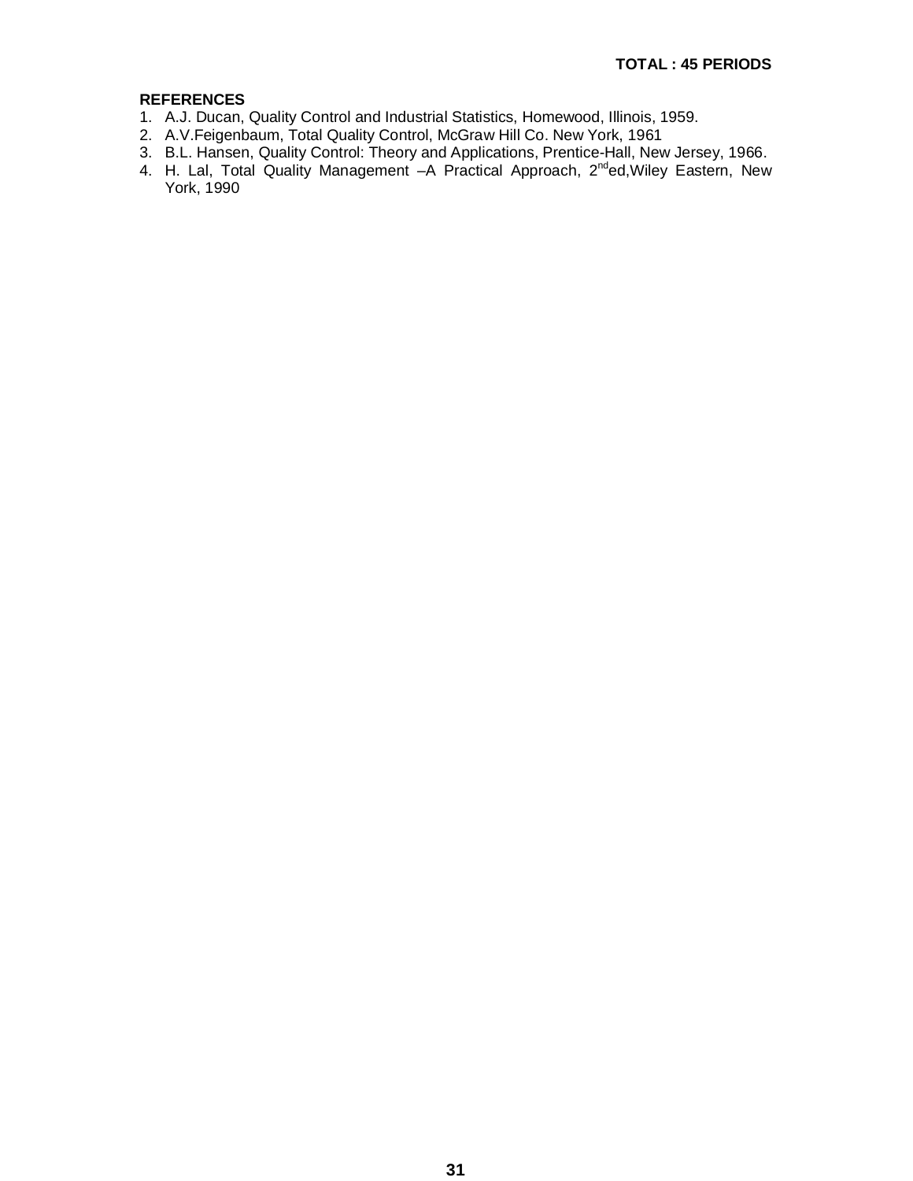**TOTAL : 45 PERIODS**

**REFERENCES**

1. A.J. Ducan, Quality Control and Industrial Statistics, Homewood, Illinois, 1959.
2. A.V.Feigenbaum, Total Quality Control, McGraw Hill Co. New York, 1961
3. B.L. Hansen, Quality Control: Theory and Applications, Prentice-Hall, New Jersey, 1966.
4. H. Lal, Total Quality Management –A Practical Approach, 2$^{nd}$ed,Wiley Eastern, New York, 1990